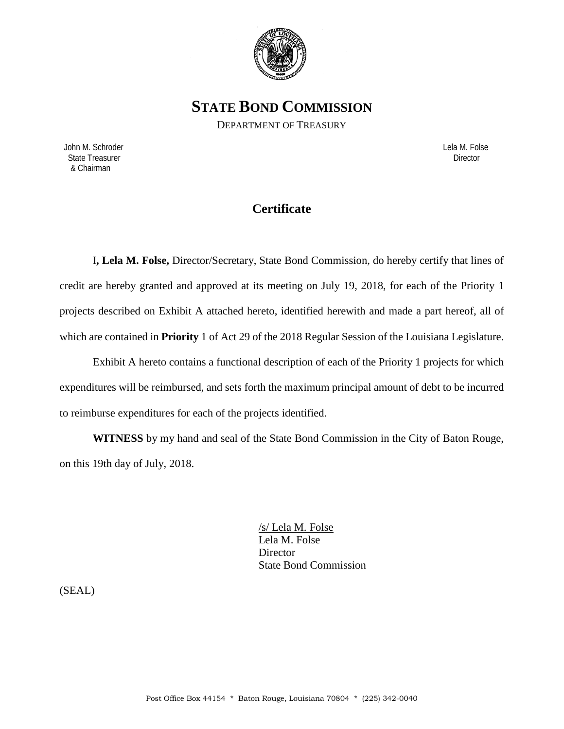# STATE BOND COMMISSION

DEPARTMENT OF TREASURY

John M. Schroder
State Treasurer
& Chairman

Lela M. Folse
Director

## Certificate

I**, Lela M. Folse,** Director/Secretary, State Bond Commission, do hereby certify that lines of credit are hereby granted and approved at its meeting on July 19, 2018, for each of the Priority 1 projects described on Exhibit A attached hereto, identified herewith and made a part hereof, all of which are contained in **Priority** 1 of Act 29 of the 2018 Regular Session of the Louisiana Legislature.

Exhibit A hereto contains a functional description of each of the Priority 1 projects for which expenditures will be reimbursed, and sets forth the maximum principal amount of debt to be incurred to reimburse expenditures for each of the projects identified.

**WITNESS** by my hand and seal of the State Bond Commission in the City of Baton Rouge, on this 19th day of July, 2018.

/s/ Lela M. Folse
Lela M. Folse
Director
State Bond Commission

(SEAL)

Post Office Box 44154 * Baton Rouge, Louisiana 70804 * (225) 342-0040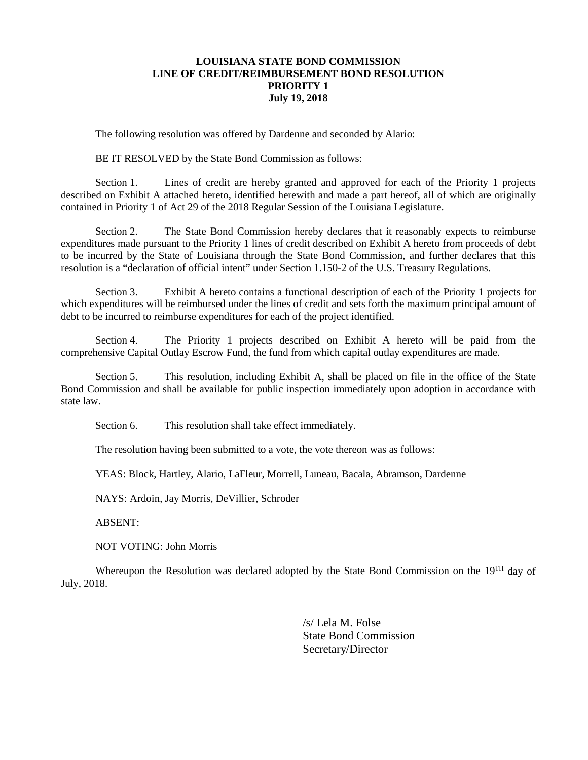**LOUISIANA STATE BOND COMMISSION**
**LINE OF CREDIT/REIMBURSEMENT BOND RESOLUTION**
**PRIORITY 1**
**July 19, 2018**

The following resolution was offered by Dardenne and seconded by Alario:

BE IT RESOLVED by the State Bond Commission as follows:

Section 1. Lines of credit are hereby granted and approved for each of the Priority 1 projects described on Exhibit A attached hereto, identified herewith and made a part hereof, all of which are originally contained in Priority 1 of Act 29 of the 2018 Regular Session of the Louisiana Legislature.

Section 2. The State Bond Commission hereby declares that it reasonably expects to reimburse expenditures made pursuant to the Priority 1 lines of credit described on Exhibit A hereto from proceeds of debt to be incurred by the State of Louisiana through the State Bond Commission, and further declares that this resolution is a "declaration of official intent" under Section 1.150-2 of the U.S. Treasury Regulations.

Section 3. Exhibit A hereto contains a functional description of each of the Priority 1 projects for which expenditures will be reimbursed under the lines of credit and sets forth the maximum principal amount of debt to be incurred to reimburse expenditures for each of the project identified.

Section 4. The Priority 1 projects described on Exhibit A hereto will be paid from the comprehensive Capital Outlay Escrow Fund, the fund from which capital outlay expenditures are made.

Section 5. This resolution, including Exhibit A, shall be placed on file in the office of the State Bond Commission and shall be available for public inspection immediately upon adoption in accordance with state law.

Section 6. This resolution shall take effect immediately.

The resolution having been submitted to a vote, the vote thereon was as follows:

YEAS: Block, Hartley, Alario, LaFleur, Morrell, Luneau, Bacala, Abramson, Dardenne

NAYS: Ardoin, Jay Morris, DeVillier, Schroder

ABSENT:

NOT VOTING: John Morris

Whereupon the Resolution was declared adopted by the State Bond Commission on the 19TH day of July, 2018.

/s/ Lela M. Folse
State Bond Commission
Secretary/Director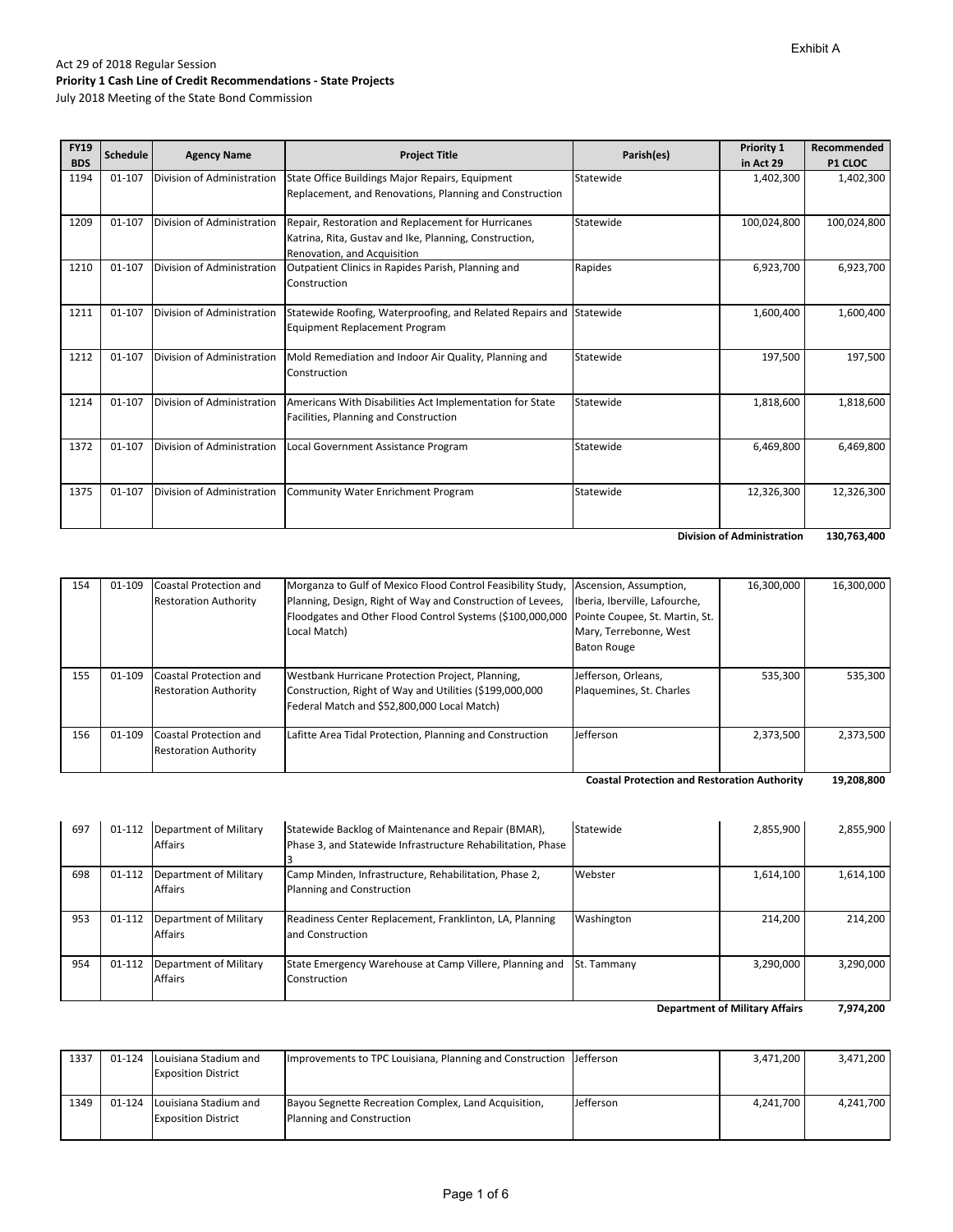Exhibit A

Act 29 of 2018 Regular Session

**Priority 1 Cash Line of Credit Recommendations - State Projects**

July 2018 Meeting of the State Bond Commission

| FY19 BDS | Schedule | Agency Name | Project Title | Parish(es) | Priority 1 in Act 29 | Recommended P1 CLOC |
|---|---|---|---|---|---|---|
| 1194 | 01-107 | Division of Administration | State Office Buildings Major Repairs, Equipment Replacement, and Renovations, Planning and Construction | Statewide | 1,402,300 | 1,402,300 |
| 1209 | 01-107 | Division of Administration | Repair, Restoration and Replacement for Hurricanes Katrina, Rita, Gustav and Ike, Planning, Construction, Renovation, and Acquisition | Statewide | 100,024,800 | 100,024,800 |
| 1210 | 01-107 | Division of Administration | Outpatient Clinics in Rapides Parish, Planning and Construction | Rapides | 6,923,700 | 6,923,700 |
| 1211 | 01-107 | Division of Administration | Statewide Roofing, Waterproofing, and Related Repairs and Equipment Replacement Program | Statewide | 1,600,400 | 1,600,400 |
| 1212 | 01-107 | Division of Administration | Mold Remediation and Indoor Air Quality, Planning and Construction | Statewide | 197,500 | 197,500 |
| 1214 | 01-107 | Division of Administration | Americans With Disabilities Act Implementation for State Facilities, Planning and Construction | Statewide | 1,818,600 | 1,818,600 |
| 1372 | 01-107 | Division of Administration | Local Government Assistance Program | Statewide | 6,469,800 | 6,469,800 |
| 1375 | 01-107 | Division of Administration | Community Water Enrichment Program | Statewide | 12,326,300 | 12,326,300 |
| | | | | | **Division of Administration** | **130,763,400** |
| 154 | 01-109 | Coastal Protection and Restoration Authority | Morganza to Gulf of Mexico Flood Control Feasibility Study, Planning, Design, Right of Way and Construction of Levees, Floodgates and Other Flood Control Systems ($100,000,000 Local Match) | Ascension, Assumption, Iberia, Iberville, Lafourche, Pointe Coupee, St. Martin, St. Mary, Terrebonne, West Baton Rouge | 16,300,000 | 16,300,000 |
| 155 | 01-109 | Coastal Protection and Restoration Authority | Westbank Hurricane Protection Project, Planning, Construction, Right of Way and Utilities ($199,000,000 Federal Match and $52,800,000 Local Match) | Jefferson, Orleans, Plaquemines, St. Charles | 535,300 | 535,300 |
| 156 | 01-109 | Coastal Protection and Restoration Authority | Lafitte Area Tidal Protection, Planning and Construction | Jefferson | 2,373,500 | 2,373,500 |
| | | | | | **Coastal Protection and Restoration Authority** | **19,208,800** |
| 697 | 01-112 | Department of Military Affairs | Statewide Backlog of Maintenance and Repair (BMAR), Phase 3, and Statewide Infrastructure Rehabilitation, Phase 3 | Statewide | 2,855,900 | 2,855,900 |
| 698 | 01-112 | Department of Military Affairs | Camp Minden, Infrastructure, Rehabilitation, Phase 2, Planning and Construction | Webster | 1,614,100 | 1,614,100 |
| 953 | 01-112 | Department of Military Affairs | Readiness Center Replacement, Franklinton, LA, Planning and Construction | Washington | 214,200 | 214,200 |
| 954 | 01-112 | Department of Military Affairs | State Emergency Warehouse at Camp Villere, Planning and Construction | St. Tammany | 3,290,000 | 3,290,000 |
| | | | | | **Department of Military Affairs** | **7,974,200** |
| 1337 | 01-124 | Louisiana Stadium and Exposition District | Improvements to TPC Louisiana, Planning and Construction | Jefferson | 3,471,200 | 3,471,200 |
| 1349 | 01-124 | Louisiana Stadium and Exposition District | Bayou Segnette Recreation Complex, Land Acquisition, Planning and Construction | Jefferson | 4,241,700 | 4,241,700 |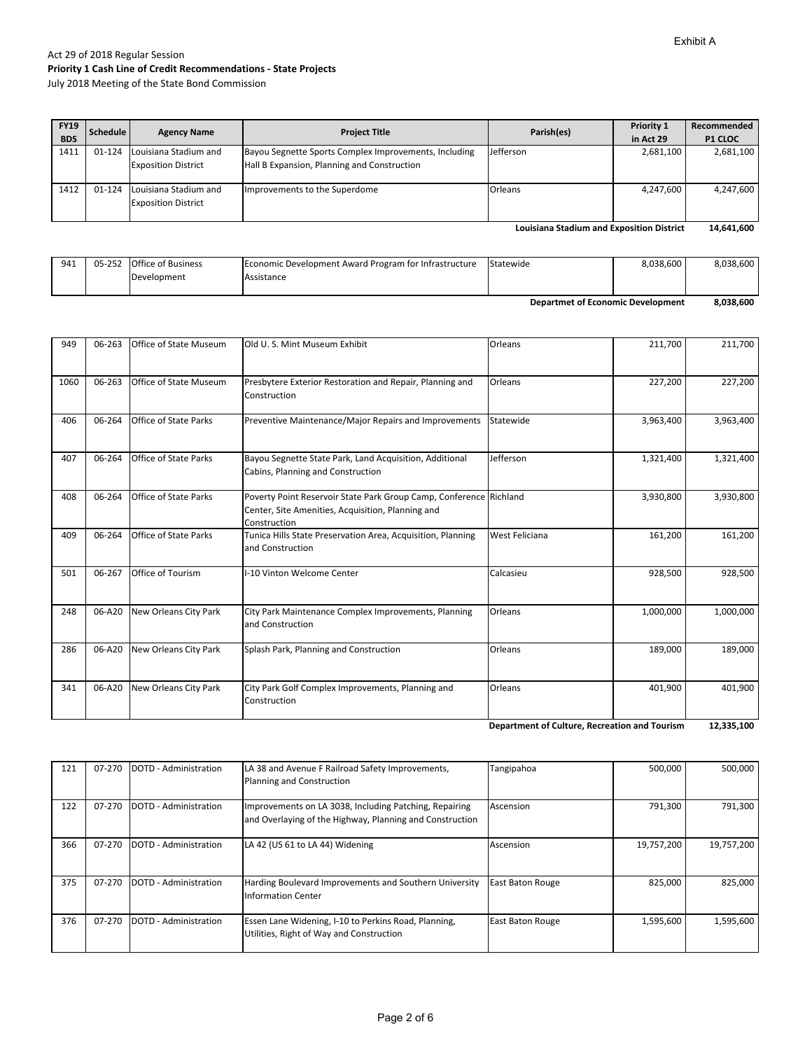Exhibit A

Act 29 of 2018 Regular Session
**Priority 1 Cash Line of Credit Recommendations - State Projects**
July 2018 Meeting of the State Bond Commission

| FY19 BDS | Schedule | Agency Name | Project Title | Parish(es) | Priority 1 in Act 29 | Recommended P1 CLOC |
|---|---|---|---|---|---|---|
| 1411 | 01-124 | Louisiana Stadium and Exposition District | Bayou Segnette Sports Complex Improvements, Including Hall B Expansion, Planning and Construction | Jefferson | 2,681,100 | 2,681,100 |
| 1412 | 01-124 | Louisiana Stadium and Exposition District | Improvements to the Superdome | Orleans | 4,247,600 | 4,247,600 |
| | | | | | **Louisiana Stadium and Exposition District** | **14,641,600** |
| 941 | 05-252 | Office of Business Development | Economic Development Award Program for Infrastructure Assistance | Statewide | 8,038,600 | 8,038,600 |
| | | | | | **Departmet of Economic Development** | **8,038,600** |
| 949 | 06-263 | Office of State Museum | Old U. S. Mint Museum Exhibit | Orleans | 211,700 | 211,700 |
| 1060 | 06-263 | Office of State Museum | Presbytere Exterior Restoration and Repair, Planning and Construction | Orleans | 227,200 | 227,200 |
| 406 | 06-264 | Office of State Parks | Preventive Maintenance/Major Repairs and Improvements | Statewide | 3,963,400 | 3,963,400 |
| 407 | 06-264 | Office of State Parks | Bayou Segnette State Park, Land Acquisition, Additional Cabins, Planning and Construction | Jefferson | 1,321,400 | 1,321,400 |
| 408 | 06-264 | Office of State Parks | Poverty Point Reservoir State Park Group Camp, Conference Center, Site Amenities, Acquisition, Planning and Construction | Richland | 3,930,800 | 3,930,800 |
| 409 | 06-264 | Office of State Parks | Tunica Hills State Preservation Area, Acquisition, Planning and Construction | West Feliciana | 161,200 | 161,200 |
| 501 | 06-267 | Office of Tourism | I-10 Vinton Welcome Center | Calcasieu | 928,500 | 928,500 |
| 248 | 06-A20 | New Orleans City Park | City Park Maintenance Complex Improvements, Planning and Construction | Orleans | 1,000,000 | 1,000,000 |
| 286 | 06-A20 | New Orleans City Park | Splash Park, Planning and Construction | Orleans | 189,000 | 189,000 |
| 341 | 06-A20 | New Orleans City Park | City Park Golf Complex Improvements, Planning and Construction | Orleans | 401,900 | 401,900 |
| | | | | | **Department of Culture, Recreation and Tourism** | **12,335,100** |
| 121 | 07-270 | DOTD - Administration | LA 38 and Avenue F Railroad Safety Improvements, Planning and Construction | Tangipahoa | 500,000 | 500,000 |
| 122 | 07-270 | DOTD - Administration | Improvements on LA 3038, Including Patching, Repairing and Overlaying of the Highway, Planning and Construction | Ascension | 791,300 | 791,300 |
| 366 | 07-270 | DOTD - Administration | LA 42 (US 61 to LA 44) Widening | Ascension | 19,757,200 | 19,757,200 |
| 375 | 07-270 | DOTD - Administration | Harding Boulevard Improvements and Southern University Information Center | East Baton Rouge | 825,000 | 825,000 |
| 376 | 07-270 | DOTD - Administration | Essen Lane Widening, I-10 to Perkins Road, Planning, Utilities, Right of Way and Construction | East Baton Rouge | 1,595,600 | 1,595,600 |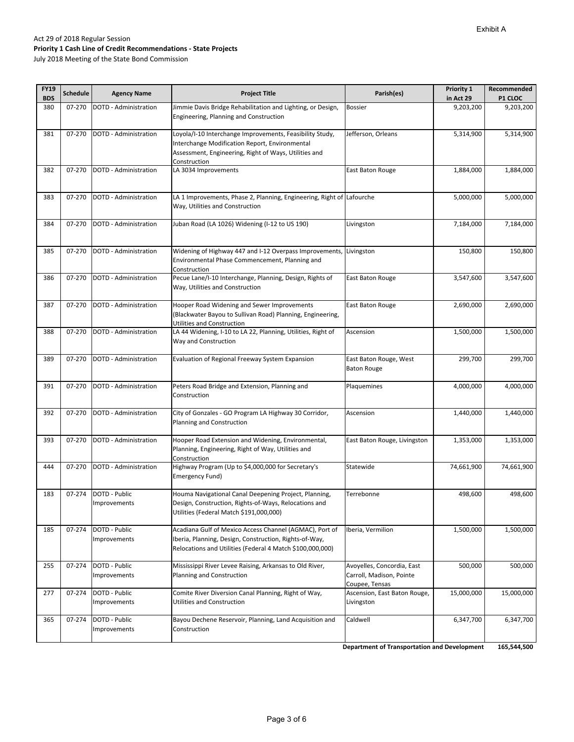Exhibit A

Act 29 of 2018 Regular Session
**Priority 1 Cash Line of Credit Recommendations - State Projects**
July 2018 Meeting of the State Bond Commission

| FY19 BDS | Schedule | Agency Name | Project Title | Parish(es) | Priority 1 in Act 29 | Recommended P1 CLOC |
|---|---|---|---|---|---|---|
| 380 | 07-270 | DOTD - Administration | Jimmie Davis Bridge Rehabilitation and Lighting, or Design, Engineering, Planning and Construction | Bossier | 9,203,200 | 9,203,200 |
| 381 | 07-270 | DOTD - Administration | Loyola/I-10 Interchange Improvements, Feasibility Study, Interchange Modification Report, Environmental Assessment, Engineering, Right of Ways, Utilities and Construction | Jefferson, Orleans | 5,314,900 | 5,314,900 |
| 382 | 07-270 | DOTD - Administration | LA 3034 Improvements | East Baton Rouge | 1,884,000 | 1,884,000 |
| 383 | 07-270 | DOTD - Administration | LA 1 Improvements, Phase 2, Planning, Engineering, Right of Way, Utilities and Construction | Lafourche | 5,000,000 | 5,000,000 |
| 384 | 07-270 | DOTD - Administration | Juban Road (LA 1026) Widening (I-12 to US 190) | Livingston | 7,184,000 | 7,184,000 |
| 385 | 07-270 | DOTD - Administration | Widening of Highway 447 and I-12 Overpass Improvements, Environmental Phase Commencement, Planning and Construction | Livingston | 150,800 | 150,800 |
| 386 | 07-270 | DOTD - Administration | Pecue Lane/I-10 Interchange, Planning, Design, Rights of Way, Utilities and Construction | East Baton Rouge | 3,547,600 | 3,547,600 |
| 387 | 07-270 | DOTD - Administration | Hooper Road Widening and Sewer Improvements (Blackwater Bayou to Sullivan Road) Planning, Engineering, Utilities and Construction | East Baton Rouge | 2,690,000 | 2,690,000 |
| 388 | 07-270 | DOTD - Administration | LA 44 Widening, I-10 to LA 22, Planning, Utilities, Right of Way and Construction | Ascension | 1,500,000 | 1,500,000 |
| 389 | 07-270 | DOTD - Administration | Evaluation of Regional Freeway System Expansion | East Baton Rouge, West Baton Rouge | 299,700 | 299,700 |
| 391 | 07-270 | DOTD - Administration | Peters Road Bridge and Extension, Planning and Construction | Plaquemines | 4,000,000 | 4,000,000 |
| 392 | 07-270 | DOTD - Administration | City of Gonzales - GO Program LA Highway 30 Corridor, Planning and Construction | Ascension | 1,440,000 | 1,440,000 |
| 393 | 07-270 | DOTD - Administration | Hooper Road Extension and Widening, Environmental, Planning, Engineering, Right of Way, Utilities and Construction | East Baton Rouge, Livingston | 1,353,000 | 1,353,000 |
| 444 | 07-270 | DOTD - Administration | Highway Program (Up to $4,000,000 for Secretary's Emergency Fund) | Statewide | 74,661,900 | 74,661,900 |
| 183 | 07-274 | DOTD - Public Improvements | Houma Navigational Canal Deepening Project, Planning, Design, Construction, Rights-of-Ways, Relocations and Utilities (Federal Match $191,000,000) | Terrebonne | 498,600 | 498,600 |
| 185 | 07-274 | DOTD - Public Improvements | Acadiana Gulf of Mexico Access Channel (AGMAC), Port of Iberia, Planning, Design, Construction, Rights-of-Way, Relocations and Utilities (Federal 4 Match $100,000,000) | Iberia, Vermilion | 1,500,000 | 1,500,000 |
| 255 | 07-274 | DOTD - Public Improvements | Mississippi River Levee Raising, Arkansas to Old River, Planning and Construction | Avoyelles, Concordia, East Carroll, Madison, Pointe Coupee, Tensas | 500,000 | 500,000 |
| 277 | 07-274 | DOTD - Public Improvements | Comite River Diversion Canal Planning, Right of Way, Utilities and Construction | Ascension, East Baton Rouge, Livingston | 15,000,000 | 15,000,000 |
| 365 | 07-274 | DOTD - Public Improvements | Bayou Dechene Reservoir, Planning, Land Acquisition and Construction | Caldwell | 6,347,700 | 6,347,700 |
| | | | | **Department of Transportation and Development** | | **165,544,500** |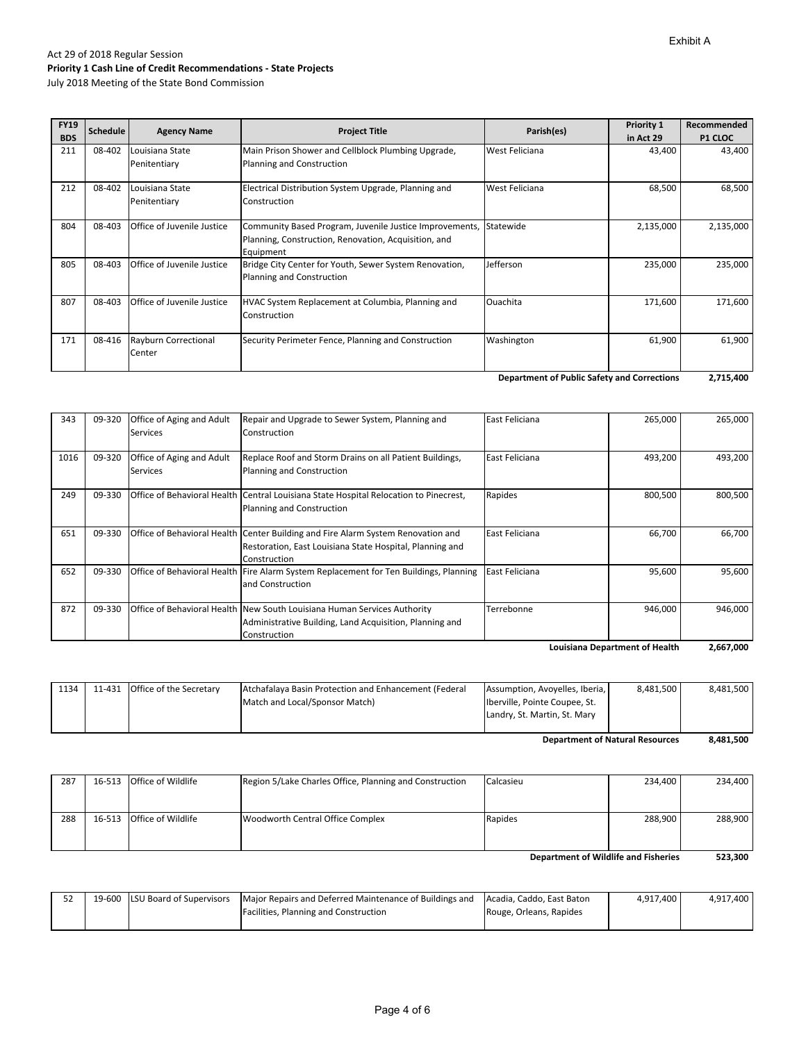Exhibit A

Act 29 of 2018 Regular Session

**Priority 1 Cash Line of Credit Recommendations - State Projects**

July 2018 Meeting of the State Bond Commission

| FY19 BDS | Schedule | Agency Name | Project Title | Parish(es) | Priority 1 in Act 29 | Recommended P1 CLOC |
|---|---|---|---|---|---|---|
| 211 | 08-402 | Louisiana State Penitentiary | Main Prison Shower and Cellblock Plumbing Upgrade, Planning and Construction | West Feliciana | 43,400 | 43,400 |
| 212 | 08-402 | Louisiana State Penitentiary | Electrical Distribution System Upgrade, Planning and Construction | West Feliciana | 68,500 | 68,500 |
| 804 | 08-403 | Office of Juvenile Justice | Community Based Program, Juvenile Justice Improvements, Planning, Construction, Renovation, Acquisition, and Equipment | Statewide | 2,135,000 | 2,135,000 |
| 805 | 08-403 | Office of Juvenile Justice | Bridge City Center for Youth, Sewer System Renovation, Planning and Construction | Jefferson | 235,000 | 235,000 |
| 807 | 08-403 | Office of Juvenile Justice | HVAC System Replacement at Columbia, Planning and Construction | Ouachita | 171,600 | 171,600 |
| 171 | 08-416 | Rayburn Correctional Center | Security Perimeter Fence, Planning and Construction | Washington | 61,900 | 61,900 |
| | | | | | **Department of Public Safety and Corrections** | **2,715,400** |
| 343 | 09-320 | Office of Aging and Adult Services | Repair and Upgrade to Sewer System, Planning and Construction | East Feliciana | 265,000 | 265,000 |
| 1016 | 09-320 | Office of Aging and Adult Services | Replace Roof and Storm Drains on all Patient Buildings, Planning and Construction | East Feliciana | 493,200 | 493,200 |
| 249 | 09-330 | Office of Behavioral Health | Central Louisiana State Hospital Relocation to Pinecrest, Planning and Construction | Rapides | 800,500 | 800,500 |
| 651 | 09-330 | Office of Behavioral Health | Center Building and Fire Alarm System Renovation and Restoration, East Louisiana State Hospital, Planning and Construction | East Feliciana | 66,700 | 66,700 |
| 652 | 09-330 | Office of Behavioral Health | Fire Alarm System Replacement for Ten Buildings, Planning and Construction | East Feliciana | 95,600 | 95,600 |
| 872 | 09-330 | Office of Behavioral Health | New South Louisiana Human Services Authority Administrative Building, Land Acquisition, Planning and Construction | Terrebonne | 946,000 | 946,000 |
| | | | | | **Louisiana Department of Health** | **2,667,000** |
| 1134 | 11-431 | Office of the Secretary | Atchafalaya Basin Protection and Enhancement (Federal Match and Local/Sponsor Match) | Assumption, Avoyelles, Iberia, Iberville, Pointe Coupee, St. Landry, St. Martin, St. Mary | 8,481,500 | 8,481,500 |
| | | | | | **Department of Natural Resources** | **8,481,500** |
| 287 | 16-513 | Office of Wildlife | Region 5/Lake Charles Office, Planning and Construction | Calcasieu | 234,400 | 234,400 |
| 288 | 16-513 | Office of Wildlife | Woodworth Central Office Complex | Rapides | 288,900 | 288,900 |
| | | | | | **Department of Wildlife and Fisheries** | **523,300** |
| 52 | 19-600 | LSU Board of Supervisors | Major Repairs and Deferred Maintenance of Buildings and Facilities, Planning and Construction | Acadia, Caddo, East Baton Rouge, Orleans, Rapides | 4,917,400 | 4,917,400 |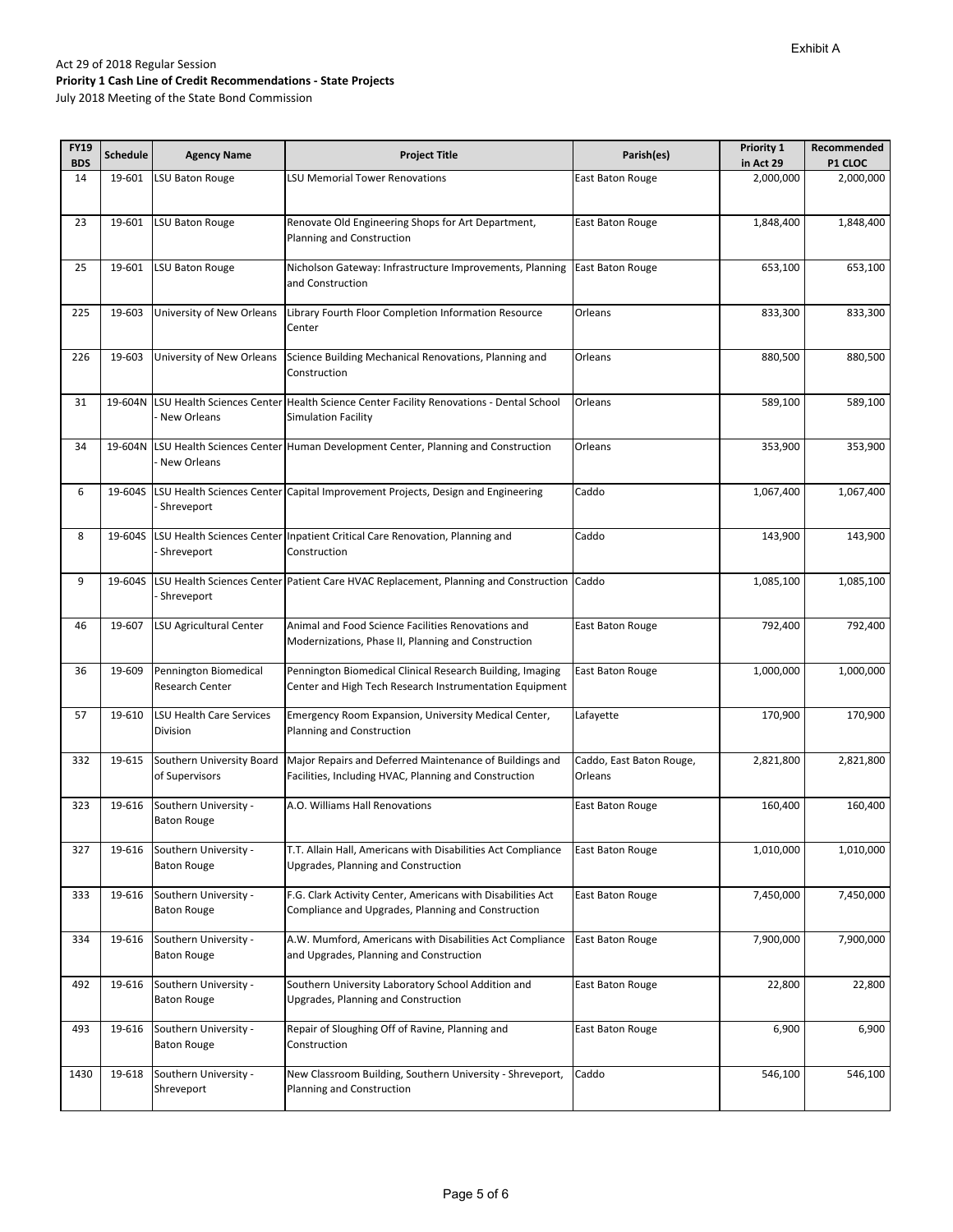Exhibit A

Act 29 of 2018 Regular Session

**Priority 1 Cash Line of Credit Recommendations - State Projects**

July 2018 Meeting of the State Bond Commission

| FY19 BDS | Schedule | Agency Name | Project Title | Parish(es) | Priority 1 in Act 29 | Recommended P1 CLOC |
|---|---|---|---|---|---|---|
| 14 | 19-601 | LSU Baton Rouge | LSU Memorial Tower Renovations | East Baton Rouge | 2,000,000 | 2,000,000 |
| 23 | 19-601 | LSU Baton Rouge | Renovate Old Engineering Shops for Art Department, Planning and Construction | East Baton Rouge | 1,848,400 | 1,848,400 |
| 25 | 19-601 | LSU Baton Rouge | Nicholson Gateway: Infrastructure Improvements, Planning and Construction | East Baton Rouge | 653,100 | 653,100 |
| 225 | 19-603 | University of New Orleans | Library Fourth Floor Completion Information Resource Center | Orleans | 833,300 | 833,300 |
| 226 | 19-603 | University of New Orleans | Science Building Mechanical Renovations, Planning and Construction | Orleans | 880,500 | 880,500 |
| 31 | 19-604N | LSU Health Sciences Center - New Orleans | Health Science Center Facility Renovations - Dental School Simulation Facility | Orleans | 589,100 | 589,100 |
| 34 | 19-604N | LSU Health Sciences Center - New Orleans | Human Development Center, Planning and Construction | Orleans | 353,900 | 353,900 |
| 6 | 19-604S | LSU Health Sciences Center - Shreveport | Capital Improvement Projects, Design and Engineering | Caddo | 1,067,400 | 1,067,400 |
| 8 | 19-604S | LSU Health Sciences Center - Shreveport | Inpatient Critical Care Renovation, Planning and Construction | Caddo | 143,900 | 143,900 |
| 9 | 19-604S | LSU Health Sciences Center - Shreveport | Patient Care HVAC Replacement, Planning and Construction | Caddo | 1,085,100 | 1,085,100 |
| 46 | 19-607 | LSU Agricultural Center | Animal and Food Science Facilities Renovations and Modernizations, Phase II, Planning and Construction | East Baton Rouge | 792,400 | 792,400 |
| 36 | 19-609 | Pennington Biomedical Research Center | Pennington Biomedical Clinical Research Building, Imaging Center and High Tech Research Instrumentation Equipment | East Baton Rouge | 1,000,000 | 1,000,000 |
| 57 | 19-610 | LSU Health Care Services Division | Emergency Room Expansion, University Medical Center, Planning and Construction | Lafayette | 170,900 | 170,900 |
| 332 | 19-615 | Southern University Board of Supervisors | Major Repairs and Deferred Maintenance of Buildings and Facilities, Including HVAC, Planning and Construction | Caddo, East Baton Rouge, Orleans | 2,821,800 | 2,821,800 |
| 323 | 19-616 | Southern University - Baton Rouge | A.O. Williams Hall Renovations | East Baton Rouge | 160,400 | 160,400 |
| 327 | 19-616 | Southern University - Baton Rouge | T.T. Allain Hall, Americans with Disabilities Act Compliance Upgrades, Planning and Construction | East Baton Rouge | 1,010,000 | 1,010,000 |
| 333 | 19-616 | Southern University - Baton Rouge | F.G. Clark Activity Center, Americans with Disabilities Act Compliance and Upgrades, Planning and Construction | East Baton Rouge | 7,450,000 | 7,450,000 |
| 334 | 19-616 | Southern University - Baton Rouge | A.W. Mumford, Americans with Disabilities Act Compliance and Upgrades, Planning and Construction | East Baton Rouge | 7,900,000 | 7,900,000 |
| 492 | 19-616 | Southern University - Baton Rouge | Southern University Laboratory School Addition and Upgrades, Planning and Construction | East Baton Rouge | 22,800 | 22,800 |
| 493 | 19-616 | Southern University - Baton Rouge | Repair of Sloughing Off of Ravine, Planning and Construction | East Baton Rouge | 6,900 | 6,900 |
| 1430 | 19-618 | Southern University - Shreveport | New Classroom Building, Southern University - Shreveport, Planning and Construction | Caddo | 546,100 | 546,100 |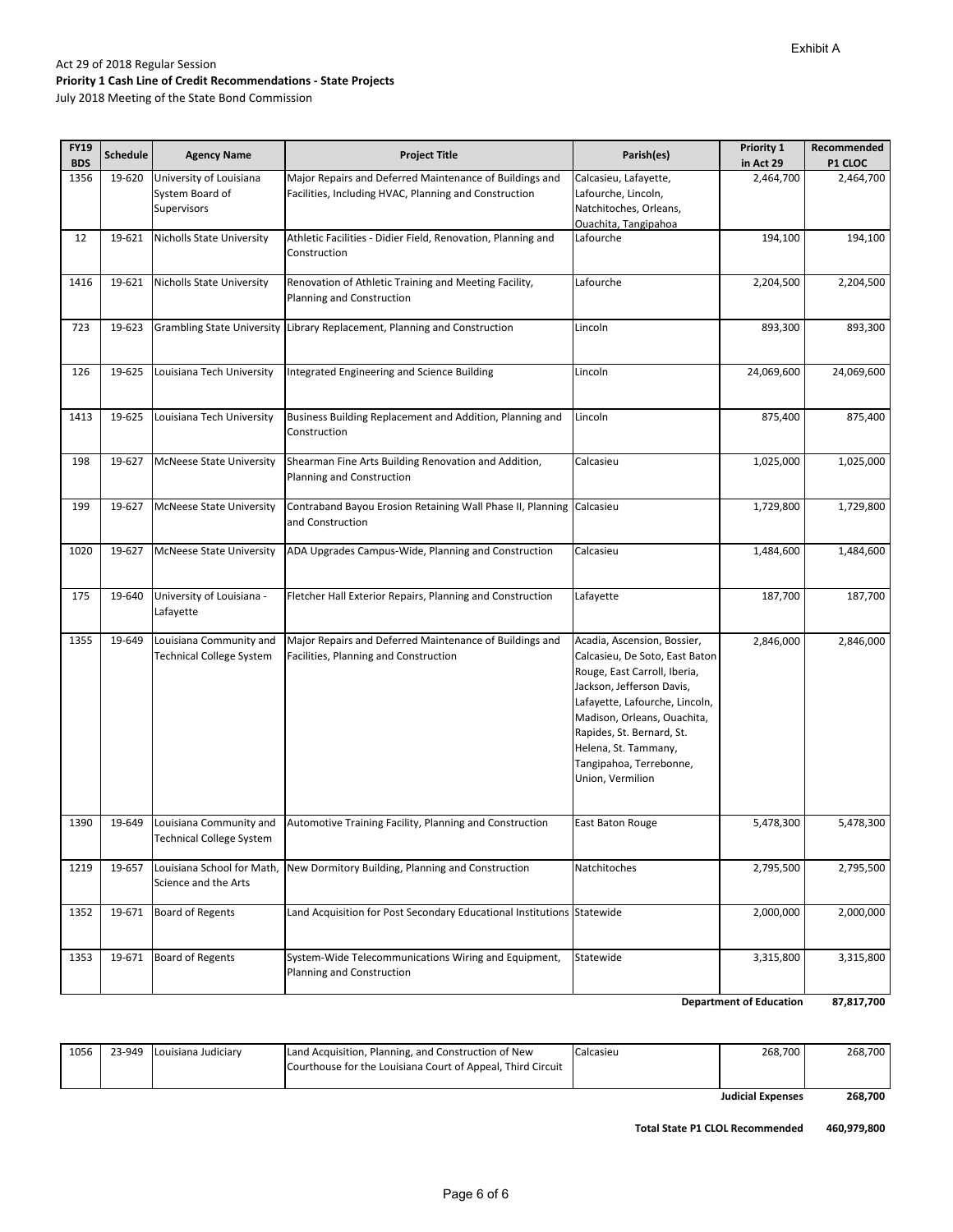Exhibit A

Act 29 of 2018 Regular Session
**Priority 1 Cash Line of Credit Recommendations - State Projects**
July 2018 Meeting of the State Bond Commission

| FY19 BDS | Schedule | Agency Name | Project Title | Parish(es) | Priority 1 in Act 29 | Recommended P1 CLOC |
|---|---|---|---|---|---|---|
| 1356 | 19-620 | University of Louisiana System Board of Supervisors | Major Repairs and Deferred Maintenance of Buildings and Facilities, Including HVAC, Planning and Construction | Calcasieu, Lafayette, Lafourche, Lincoln, Natchitoches, Orleans, Ouachita, Tangipahoa | 2,464,700 | 2,464,700 |
| 12 | 19-621 | Nicholls State University | Athletic Facilities - Didier Field, Renovation, Planning and Construction | Lafourche | 194,100 | 194,100 |
| 1416 | 19-621 | Nicholls State University | Renovation of Athletic Training and Meeting Facility, Planning and Construction | Lafourche | 2,204,500 | 2,204,500 |
| 723 | 19-623 | Grambling State University | Library Replacement, Planning and Construction | Lincoln | 893,300 | 893,300 |
| 126 | 19-625 | Louisiana Tech University | Integrated Engineering and Science Building | Lincoln | 24,069,600 | 24,069,600 |
| 1413 | 19-625 | Louisiana Tech University | Business Building Replacement and Addition, Planning and Construction | Lincoln | 875,400 | 875,400 |
| 198 | 19-627 | McNeese State University | Shearman Fine Arts Building Renovation and Addition, Planning and Construction | Calcasieu | 1,025,000 | 1,025,000 |
| 199 | 19-627 | McNeese State University | Contraband Bayou Erosion Retaining Wall Phase II, Planning and Construction | Calcasieu | 1,729,800 | 1,729,800 |
| 1020 | 19-627 | McNeese State University | ADA Upgrades Campus-Wide, Planning and Construction | Calcasieu | 1,484,600 | 1,484,600 |
| 175 | 19-640 | University of Louisiana - Lafayette | Fletcher Hall Exterior Repairs, Planning and Construction | Lafayette | 187,700 | 187,700 |
| 1355 | 19-649 | Louisiana Community and Technical College System | Major Repairs and Deferred Maintenance of Buildings and Facilities, Planning and Construction | Acadia, Ascension, Bossier, Calcasieu, De Soto, East Baton Rouge, East Carroll, Iberia, Jackson, Jefferson Davis, Lafayette, Lafourche, Lincoln, Madison, Orleans, Ouachita, Rapides, St. Bernard, St. Helena, St. Tammany, Tangipahoa, Terrebonne, Union, Vermilion | 2,846,000 | 2,846,000 |
| 1390 | 19-649 | Louisiana Community and Technical College System | Automotive Training Facility, Planning and Construction | East Baton Rouge | 5,478,300 | 5,478,300 |
| 1219 | 19-657 | Louisiana School for Math, Science and the Arts | New Dormitory Building, Planning and Construction | Natchitoches | 2,795,500 | 2,795,500 |
| 1352 | 19-671 | Board of Regents | Land Acquisition for Post Secondary Educational Institutions | Statewide | 2,000,000 | 2,000,000 |
| 1353 | 19-671 | Board of Regents | System-Wide Telecommunications Wiring and Equipment, Planning and Construction | Statewide | 3,315,800 | 3,315,800 |
| | | | | | **Department of Education** | **87,817,700** |

| FY19 BDS | Schedule | Agency Name | Project Title | Parish(es) | Priority 1 in Act 29 | Recommended P1 CLOC |
|---|---|---|---|---|---|---|
| 1056 | 23-949 | Louisiana Judiciary | Land Acquisition, Planning, and Construction of New Courthouse for the Louisiana Court of Appeal, Third Circuit | Calcasieu | 268,700 | 268,700 |
| | | | | | **Judicial Expenses** | **268,700** |

**Total State P1 CLOL Recommended** **460,979,800**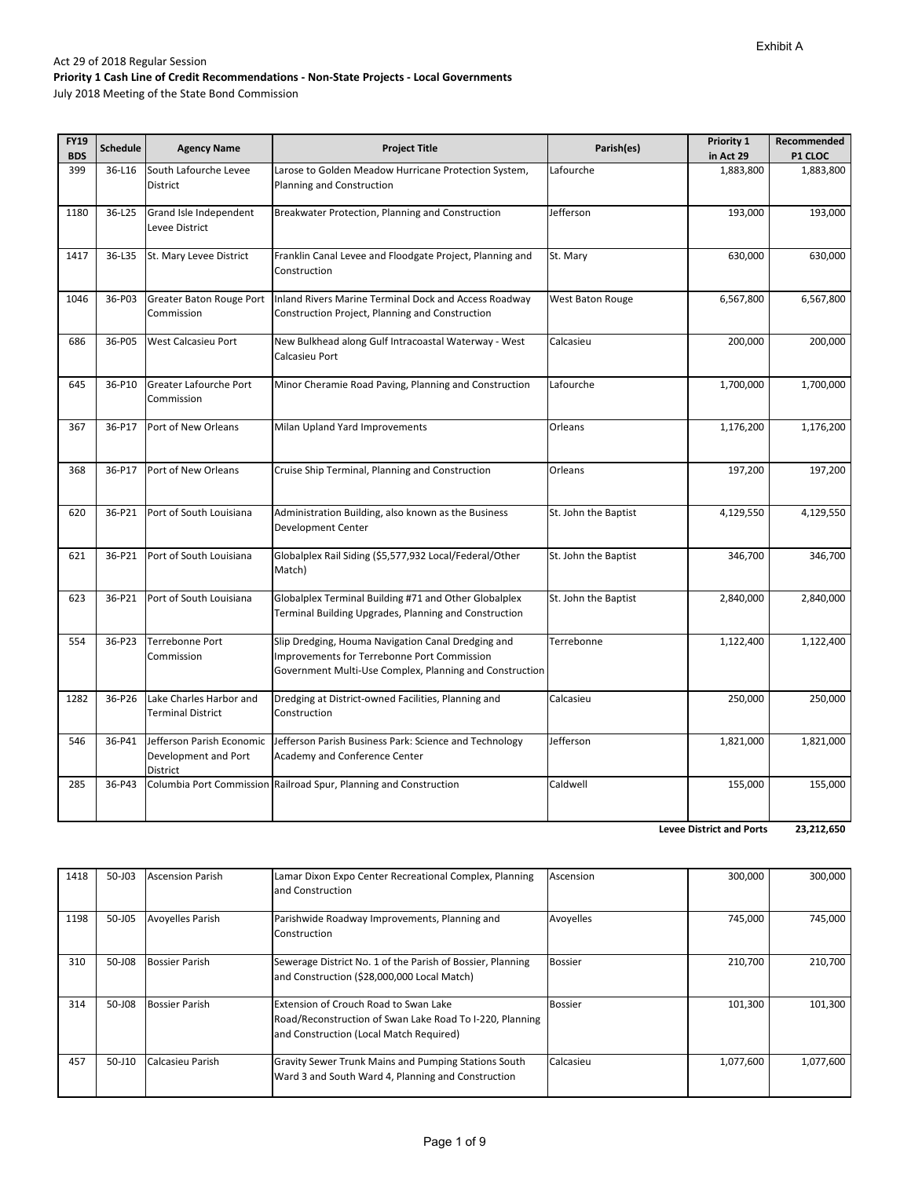Exhibit A

Act 29 of 2018 Regular Session

**Priority 1 Cash Line of Credit Recommendations - Non-State Projects - Local Governments**

July 2018 Meeting of the State Bond Commission

| FY19 BDS | Schedule | Agency Name | Project Title | Parish(es) | Priority 1 in Act 29 | Recommended P1 CLOC |
|---|---|---|---|---|---|---|
| 399 | 36-L16 | South Lafourche Levee District | Larose to Golden Meadow Hurricane Protection System, Planning and Construction | Lafourche | 1,883,800 | 1,883,800 |
| 1180 | 36-L25 | Grand Isle Independent Levee District | Breakwater Protection, Planning and Construction | Jefferson | 193,000 | 193,000 |
| 1417 | 36-L35 | St. Mary Levee District | Franklin Canal Levee and Floodgate Project, Planning and Construction | St. Mary | 630,000 | 630,000 |
| 1046 | 36-P03 | Greater Baton Rouge Port Commission | Inland Rivers Marine Terminal Dock and Access Roadway Construction Project, Planning and Construction | West Baton Rouge | 6,567,800 | 6,567,800 |
| 686 | 36-P05 | West Calcasieu Port | New Bulkhead along Gulf Intracoastal Waterway - West Calcasieu Port | Calcasieu | 200,000 | 200,000 |
| 645 | 36-P10 | Greater Lafourche Port Commission | Minor Cheramie Road Paving, Planning and Construction | Lafourche | 1,700,000 | 1,700,000 |
| 367 | 36-P17 | Port of New Orleans | Milan Upland Yard Improvements | Orleans | 1,176,200 | 1,176,200 |
| 368 | 36-P17 | Port of New Orleans | Cruise Ship Terminal, Planning and Construction | Orleans | 197,200 | 197,200 |
| 620 | 36-P21 | Port of South Louisiana | Administration Building, also known as the Business Development Center | St. John the Baptist | 4,129,550 | 4,129,550 |
| 621 | 36-P21 | Port of South Louisiana | Globalplex Rail Siding ($5,577,932 Local/Federal/Other Match) | St. John the Baptist | 346,700 | 346,700 |
| 623 | 36-P21 | Port of South Louisiana | Globalplex Terminal Building #71 and Other Globalplex Terminal Building Upgrades, Planning and Construction | St. John the Baptist | 2,840,000 | 2,840,000 |
| 554 | 36-P23 | Terrebonne Port Commission | Slip Dredging, Houma Navigation Canal Dredging and Improvements for Terrebonne Port Commission Government Multi-Use Complex, Planning and Construction | Terrebonne | 1,122,400 | 1,122,400 |
| 1282 | 36-P26 | Lake Charles Harbor and Terminal District | Dredging at District-owned Facilities, Planning and Construction | Calcasieu | 250,000 | 250,000 |
| 546 | 36-P41 | Jefferson Parish Economic Development and Port District | Jefferson Parish Business Park: Science and Technology Academy and Conference Center | Jefferson | 1,821,000 | 1,821,000 |
| 285 | 36-P43 | Columbia Port Commission | Railroad Spur, Planning and Construction | Caldwell | 155,000 | 155,000 |
| | | | | | **Levee District and Ports** | **23,212,650** |

| FY19 BDS | Schedule | Agency Name | Project Title | Parish(es) | Priority 1 in Act 29 | Recommended P1 CLOC |
|---|---|---|---|---|---|---|
| 1418 | 50-J03 | Ascension Parish | Lamar Dixon Expo Center Recreational Complex, Planning and Construction | Ascension | 300,000 | 300,000 |
| 1198 | 50-J05 | Avoyelles Parish | Parishwide Roadway Improvements, Planning and Construction | Avoyelles | 745,000 | 745,000 |
| 310 | 50-J08 | Bossier Parish | Sewerage District No. 1 of the Parish of Bossier, Planning and Construction ($28,000,000 Local Match) | Bossier | 210,700 | 210,700 |
| 314 | 50-J08 | Bossier Parish | Extension of Crouch Road to Swan Lake Road/Reconstruction of Swan Lake Road To I-220, Planning and Construction (Local Match Required) | Bossier | 101,300 | 101,300 |
| 457 | 50-J10 | Calcasieu Parish | Gravity Sewer Trunk Mains and Pumping Stations South Ward 3 and South Ward 4, Planning and Construction | Calcasieu | 1,077,600 | 1,077,600 |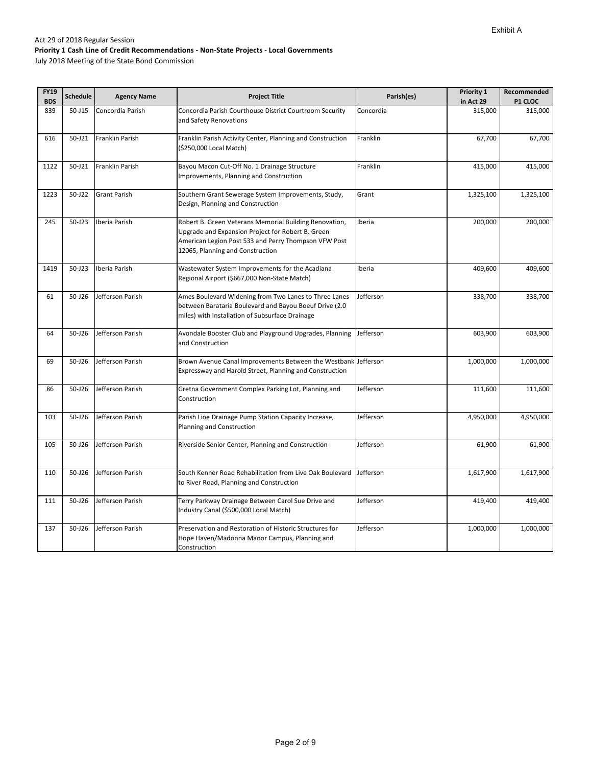Exhibit A

Act 29 of 2018 Regular Session

**Priority 1 Cash Line of Credit Recommendations - Non-State Projects - Local Governments**

July 2018 Meeting of the State Bond Commission

| FY19 BDS | Schedule | Agency Name | Project Title | Parish(es) | Priority 1 in Act 29 | Recommended P1 CLOC |
|---|---|---|---|---|---|---|
| 839 | 50-J15 | Concordia Parish | Concordia Parish Courthouse District Courtroom Security and Safety Renovations | Concordia | 315,000 | 315,000 |
| 616 | 50-J21 | Franklin Parish | Franklin Parish Activity Center, Planning and Construction ($250,000 Local Match) | Franklin | 67,700 | 67,700 |
| 1122 | 50-J21 | Franklin Parish | Bayou Macon Cut-Off No. 1 Drainage Structure Improvements, Planning and Construction | Franklin | 415,000 | 415,000 |
| 1223 | 50-J22 | Grant Parish | Southern Grant Sewerage System Improvements, Study, Design, Planning and Construction | Grant | 1,325,100 | 1,325,100 |
| 245 | 50-J23 | Iberia Parish | Robert B. Green Veterans Memorial Building Renovation, Upgrade and Expansion Project for Robert B. Green American Legion Post 533 and Perry Thompson VFW Post 12065, Planning and Construction | Iberia | 200,000 | 200,000 |
| 1419 | 50-J23 | Iberia Parish | Wastewater System Improvements for the Acadiana Regional Airport ($667,000 Non-State Match) | Iberia | 409,600 | 409,600 |
| 61 | 50-J26 | Jefferson Parish | Ames Boulevard Widening from Two Lanes to Three Lanes between Barataria Boulevard and Bayou Boeuf Drive (2.0 miles) with Installation of Subsurface Drainage | Jefferson | 338,700 | 338,700 |
| 64 | 50-J26 | Jefferson Parish | Avondale Booster Club and Playground Upgrades, Planning and Construction | Jefferson | 603,900 | 603,900 |
| 69 | 50-J26 | Jefferson Parish | Brown Avenue Canal Improvements Between the Westbank Expressway and Harold Street, Planning and Construction | Jefferson | 1,000,000 | 1,000,000 |
| 86 | 50-J26 | Jefferson Parish | Gretna Government Complex Parking Lot, Planning and Construction | Jefferson | 111,600 | 111,600 |
| 103 | 50-J26 | Jefferson Parish | Parish Line Drainage Pump Station Capacity Increase, Planning and Construction | Jefferson | 4,950,000 | 4,950,000 |
| 105 | 50-J26 | Jefferson Parish | Riverside Senior Center, Planning and Construction | Jefferson | 61,900 | 61,900 |
| 110 | 50-J26 | Jefferson Parish | South Kenner Road Rehabilitation from Live Oak Boulevard to River Road, Planning and Construction | Jefferson | 1,617,900 | 1,617,900 |
| 111 | 50-J26 | Jefferson Parish | Terry Parkway Drainage Between Carol Sue Drive and Industry Canal ($500,000 Local Match) | Jefferson | 419,400 | 419,400 |
| 137 | 50-J26 | Jefferson Parish | Preservation and Restoration of Historic Structures for Hope Haven/Madonna Manor Campus, Planning and Construction | Jefferson | 1,000,000 | 1,000,000 |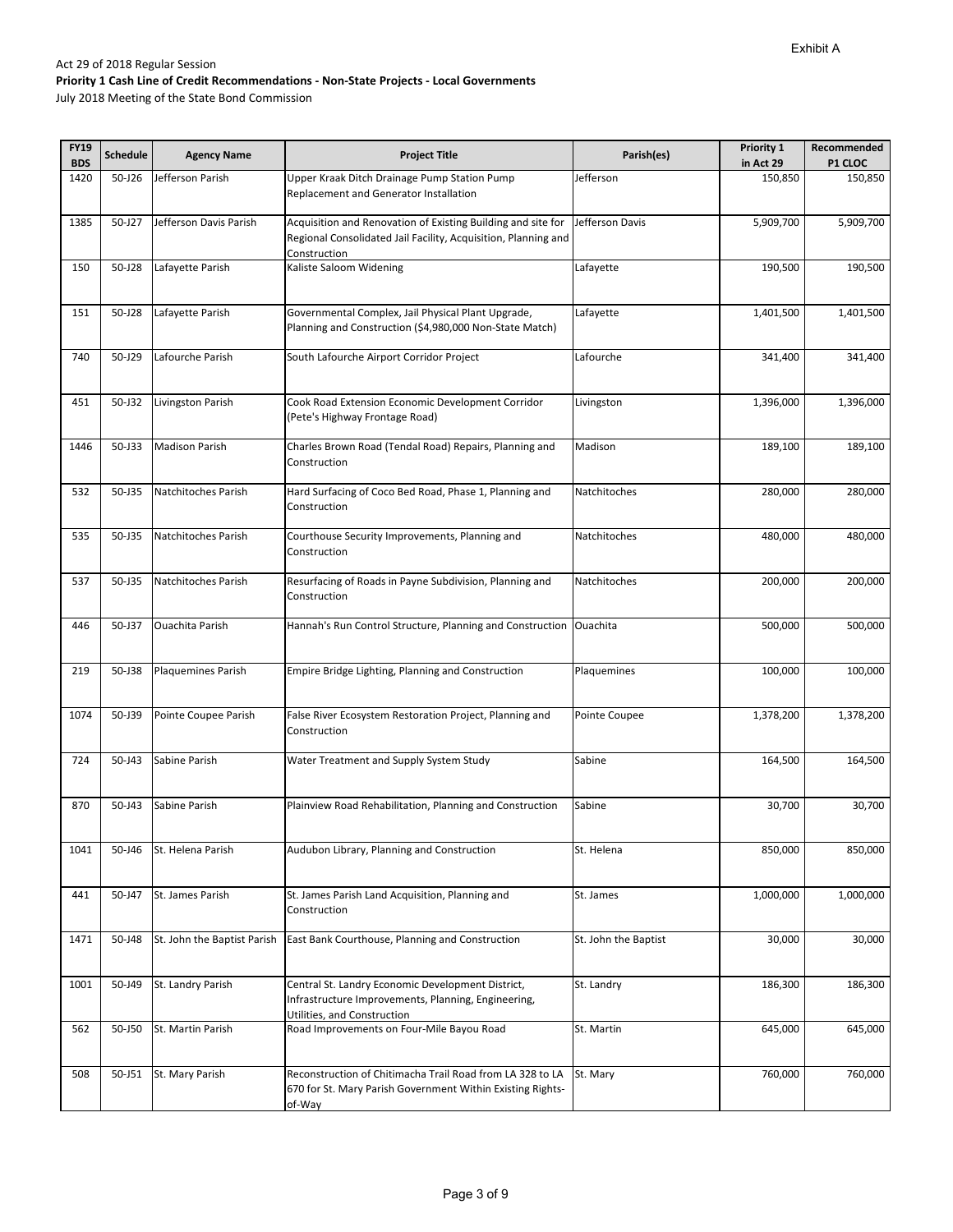Exhibit A

Act 29 of 2018 Regular Session

**Priority 1 Cash Line of Credit Recommendations - Non-State Projects - Local Governments**

July 2018 Meeting of the State Bond Commission

| FY19 BDS | Schedule | Agency Name | Project Title | Parish(es) | Priority 1 in Act 29 | Recommended P1 CLOC |
|---|---|---|---|---|---|---|
| 1420 | 50-J26 | Jefferson Parish | Upper Kraak Ditch Drainage Pump Station Pump Replacement and Generator Installation | Jefferson | 150,850 | 150,850 |
| 1385 | 50-J27 | Jefferson Davis Parish | Acquisition and Renovation of Existing Building and site for Regional Consolidated Jail Facility, Acquisition, Planning and Construction | Jefferson Davis | 5,909,700 | 5,909,700 |
| 150 | 50-J28 | Lafayette Parish | Kaliste Saloom Widening | Lafayette | 190,500 | 190,500 |
| 151 | 50-J28 | Lafayette Parish | Governmental Complex, Jail Physical Plant Upgrade, Planning and Construction ($4,980,000 Non-State Match) | Lafayette | 1,401,500 | 1,401,500 |
| 740 | 50-J29 | Lafourche Parish | South Lafourche Airport Corridor Project | Lafourche | 341,400 | 341,400 |
| 451 | 50-J32 | Livingston Parish | Cook Road Extension Economic Development Corridor (Pete's Highway Frontage Road) | Livingston | 1,396,000 | 1,396,000 |
| 1446 | 50-J33 | Madison Parish | Charles Brown Road (Tendal Road) Repairs, Planning and Construction | Madison | 189,100 | 189,100 |
| 532 | 50-J35 | Natchitoches Parish | Hard Surfacing of Coco Bed Road, Phase 1, Planning and Construction | Natchitoches | 280,000 | 280,000 |
| 535 | 50-J35 | Natchitoches Parish | Courthouse Security Improvements, Planning and Construction | Natchitoches | 480,000 | 480,000 |
| 537 | 50-J35 | Natchitoches Parish | Resurfacing of Roads in Payne Subdivision, Planning and Construction | Natchitoches | 200,000 | 200,000 |
| 446 | 50-J37 | Ouachita Parish | Hannah's Run Control Structure, Planning and Construction | Ouachita | 500,000 | 500,000 |
| 219 | 50-J38 | Plaquemines Parish | Empire Bridge Lighting, Planning and Construction | Plaquemines | 100,000 | 100,000 |
| 1074 | 50-J39 | Pointe Coupee Parish | False River Ecosystem Restoration Project, Planning and Construction | Pointe Coupee | 1,378,200 | 1,378,200 |
| 724 | 50-J43 | Sabine Parish | Water Treatment and Supply System Study | Sabine | 164,500 | 164,500 |
| 870 | 50-J43 | Sabine Parish | Plainview Road Rehabilitation, Planning and Construction | Sabine | 30,700 | 30,700 |
| 1041 | 50-J46 | St. Helena Parish | Audubon Library, Planning and Construction | St. Helena | 850,000 | 850,000 |
| 441 | 50-J47 | St. James Parish | St. James Parish Land Acquisition, Planning and Construction | St. James | 1,000,000 | 1,000,000 |
| 1471 | 50-J48 | St. John the Baptist Parish | East Bank Courthouse, Planning and Construction | St. John the Baptist | 30,000 | 30,000 |
| 1001 | 50-J49 | St. Landry Parish | Central St. Landry Economic Development District, Infrastructure Improvements, Planning, Engineering, Utilities, and Construction | St. Landry | 186,300 | 186,300 |
| 562 | 50-J50 | St. Martin Parish | Road Improvements on Four-Mile Bayou Road | St. Martin | 645,000 | 645,000 |
| 508 | 50-J51 | St. Mary Parish | Reconstruction of Chitimacha Trail Road from LA 328 to LA 670 for St. Mary Parish Government Within Existing Rights-of-Way | St. Mary | 760,000 | 760,000 |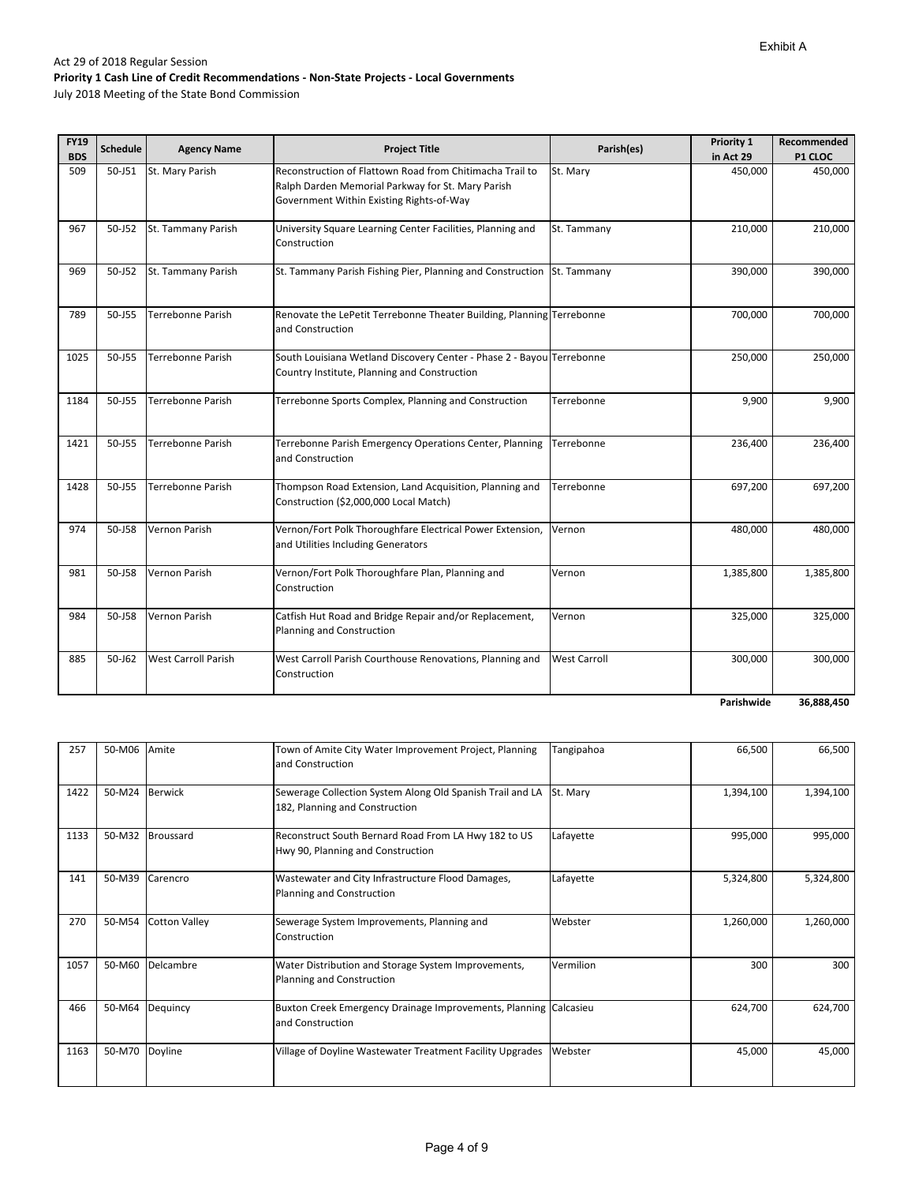Exhibit A

Act 29 of 2018 Regular Session
**Priority 1 Cash Line of Credit Recommendations - Non-State Projects - Local Governments**
July 2018 Meeting of the State Bond Commission

| FY19 BDS | Schedule | Agency Name | Project Title | Parish(es) | Priority 1 in Act 29 | Recommended P1 CLOC |
|---|---|---|---|---|---|---|
| 509 | 50-J51 | St. Mary Parish | Reconstruction of Flattown Road from Chitimacha Trail to Ralph Darden Memorial Parkway for St. Mary Parish Government Within Existing Rights-of-Way | St. Mary | 450,000 | 450,000 |
| 967 | 50-J52 | St. Tammany Parish | University Square Learning Center Facilities, Planning and Construction | St. Tammany | 210,000 | 210,000 |
| 969 | 50-J52 | St. Tammany Parish | St. Tammany Parish Fishing Pier, Planning and Construction | St. Tammany | 390,000 | 390,000 |
| 789 | 50-J55 | Terrebonne Parish | Renovate the LePetit Terrebonne Theater Building, Planning and Construction | Terrebonne | 700,000 | 700,000 |
| 1025 | 50-J55 | Terrebonne Parish | South Louisiana Wetland Discovery Center - Phase 2 - Bayou Country Institute, Planning and Construction | Terrebonne | 250,000 | 250,000 |
| 1184 | 50-J55 | Terrebonne Parish | Terrebonne Sports Complex, Planning and Construction | Terrebonne | 9,900 | 9,900 |
| 1421 | 50-J55 | Terrebonne Parish | Terrebonne Parish Emergency Operations Center, Planning and Construction | Terrebonne | 236,400 | 236,400 |
| 1428 | 50-J55 | Terrebonne Parish | Thompson Road Extension, Land Acquisition, Planning and Construction ($2,000,000 Local Match) | Terrebonne | 697,200 | 697,200 |
| 974 | 50-J58 | Vernon Parish | Vernon/Fort Polk Thoroughfare Electrical Power Extension, and Utilities Including Generators | Vernon | 480,000 | 480,000 |
| 981 | 50-J58 | Vernon Parish | Vernon/Fort Polk Thoroughfare Plan, Planning and Construction | Vernon | 1,385,800 | 1,385,800 |
| 984 | 50-J58 | Vernon Parish | Catfish Hut Road and Bridge Repair and/or Replacement, Planning and Construction | Vernon | 325,000 | 325,000 |
| 885 | 50-J62 | West Carroll Parish | West Carroll Parish Courthouse Renovations, Planning and Construction | West Carroll | 300,000 | 300,000 |
| | | | | | **Parishwide** | **36,888,450** |

| FY19 BDS | Schedule | Agency Name | Project Title | Parish(es) | Priority 1 in Act 29 | Recommended P1 CLOC |
|---|---|---|---|---|---|---|
| 257 | 50-M06 | Amite | Town of Amite City Water Improvement Project, Planning and Construction | Tangipahoa | 66,500 | 66,500 |
| 1422 | 50-M24 | Berwick | Sewerage Collection System Along Old Spanish Trail and LA 182, Planning and Construction | St. Mary | 1,394,100 | 1,394,100 |
| 1133 | 50-M32 | Broussard | Reconstruct South Bernard Road From LA Hwy 182 to US Hwy 90, Planning and Construction | Lafayette | 995,000 | 995,000 |
| 141 | 50-M39 | Carencro | Wastewater and City Infrastructure Flood Damages, Planning and Construction | Lafayette | 5,324,800 | 5,324,800 |
| 270 | 50-M54 | Cotton Valley | Sewerage System Improvements, Planning and Construction | Webster | 1,260,000 | 1,260,000 |
| 1057 | 50-M60 | Delcambre | Water Distribution and Storage System Improvements, Planning and Construction | Vermilion | 300 | 300 |
| 466 | 50-M64 | Dequincy | Buxton Creek Emergency Drainage Improvements, Planning and Construction | Calcasieu | 624,700 | 624,700 |
| 1163 | 50-M70 | Doyline | Village of Doyline Wastewater Treatment Facility Upgrades | Webster | 45,000 | 45,000 |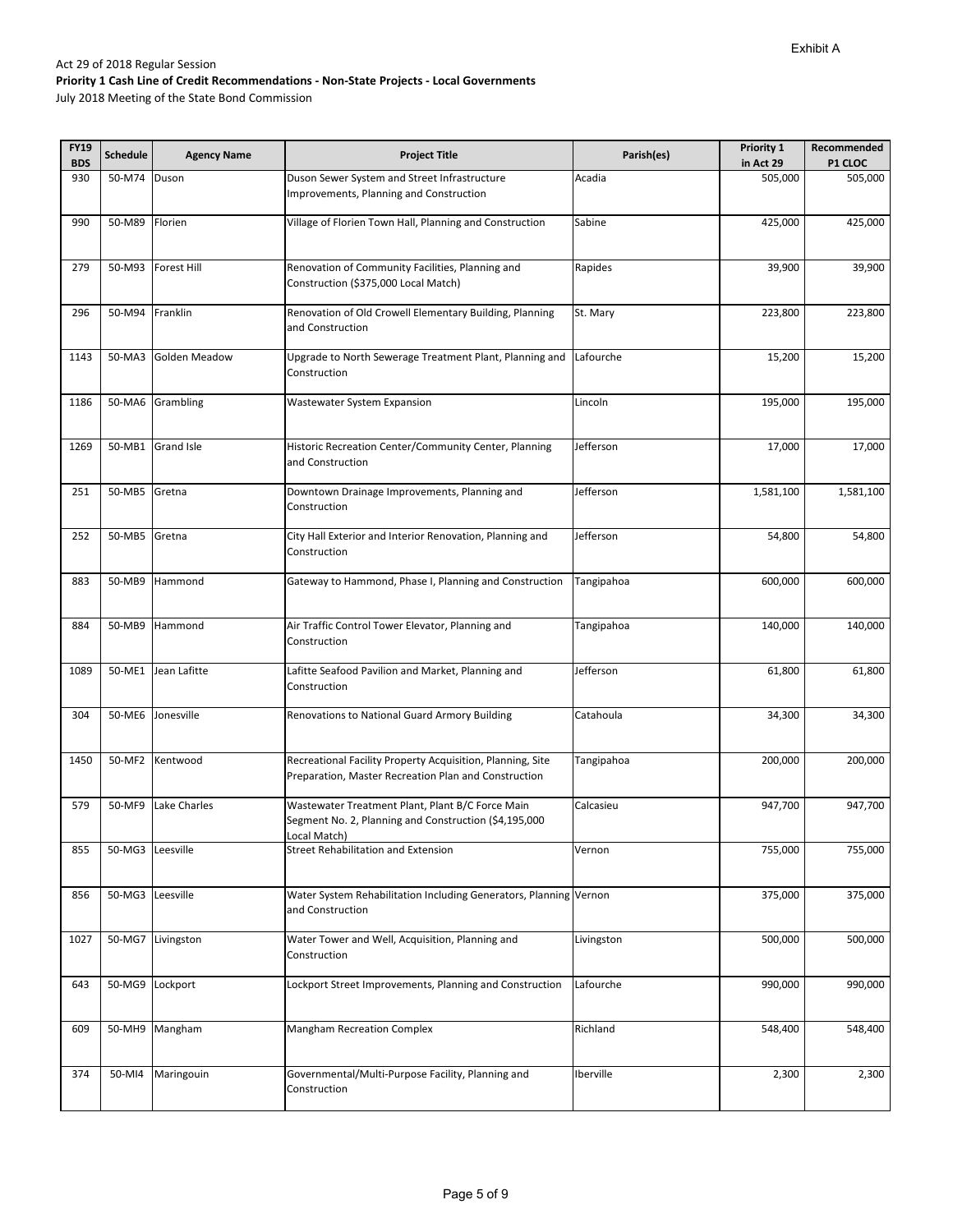Exhibit A

Act 29 of 2018 Regular Session
**Priority 1 Cash Line of Credit Recommendations - Non-State Projects - Local Governments**
July 2018 Meeting of the State Bond Commission

| FY19 BDS | Schedule | Agency Name | Project Title | Parish(es) | Priority 1 in Act 29 | Recommended P1 CLOC |
|---|---|---|---|---|---|---|
| 930 | 50-M74 | Duson | Duson Sewer System and Street Infrastructure Improvements, Planning and Construction | Acadia | 505,000 | 505,000 |
| 990 | 50-M89 | Florien | Village of Florien Town Hall, Planning and Construction | Sabine | 425,000 | 425,000 |
| 279 | 50-M93 | Forest Hill | Renovation of Community Facilities, Planning and Construction ($375,000 Local Match) | Rapides | 39,900 | 39,900 |
| 296 | 50-M94 | Franklin | Renovation of Old Crowell Elementary Building, Planning and Construction | St. Mary | 223,800 | 223,800 |
| 1143 | 50-MA3 | Golden Meadow | Upgrade to North Sewerage Treatment Plant, Planning and Construction | Lafourche | 15,200 | 15,200 |
| 1186 | 50-MA6 | Grambling | Wastewater System Expansion | Lincoln | 195,000 | 195,000 |
| 1269 | 50-MB1 | Grand Isle | Historic Recreation Center/Community Center, Planning and Construction | Jefferson | 17,000 | 17,000 |
| 251 | 50-MB5 | Gretna | Downtown Drainage Improvements, Planning and Construction | Jefferson | 1,581,100 | 1,581,100 |
| 252 | 50-MB5 | Gretna | City Hall Exterior and Interior Renovation, Planning and Construction | Jefferson | 54,800 | 54,800 |
| 883 | 50-MB9 | Hammond | Gateway to Hammond, Phase I, Planning and Construction | Tangipahoa | 600,000 | 600,000 |
| 884 | 50-MB9 | Hammond | Air Traffic Control Tower Elevator, Planning and Construction | Tangipahoa | 140,000 | 140,000 |
| 1089 | 50-ME1 | Jean Lafitte | Lafitte Seafood Pavilion and Market, Planning and Construction | Jefferson | 61,800 | 61,800 |
| 304 | 50-ME6 | Jonesville | Renovations to National Guard Armory Building | Catahoula | 34,300 | 34,300 |
| 1450 | 50-MF2 | Kentwood | Recreational Facility Property Acquisition, Planning, Site Preparation, Master Recreation Plan and Construction | Tangipahoa | 200,000 | 200,000 |
| 579 | 50-MF9 | Lake Charles | Wastewater Treatment Plant, Plant B/C Force Main Segment No. 2, Planning and Construction ($4,195,000 Local Match) | Calcasieu | 947,700 | 947,700 |
| 855 | 50-MG3 | Leesville | Street Rehabilitation and Extension | Vernon | 755,000 | 755,000 |
| 856 | 50-MG3 | Leesville | Water System Rehabilitation Including Generators, Planning and Construction | Vernon | 375,000 | 375,000 |
| 1027 | 50-MG7 | Livingston | Water Tower and Well, Acquisition, Planning and Construction | Livingston | 500,000 | 500,000 |
| 643 | 50-MG9 | Lockport | Lockport Street Improvements, Planning and Construction | Lafourche | 990,000 | 990,000 |
| 609 | 50-MH9 | Mangham | Mangham Recreation Complex | Richland | 548,400 | 548,400 |
| 374 | 50-MI4 | Maringouin | Governmental/Multi-Purpose Facility, Planning and Construction | Iberville | 2,300 | 2,300 |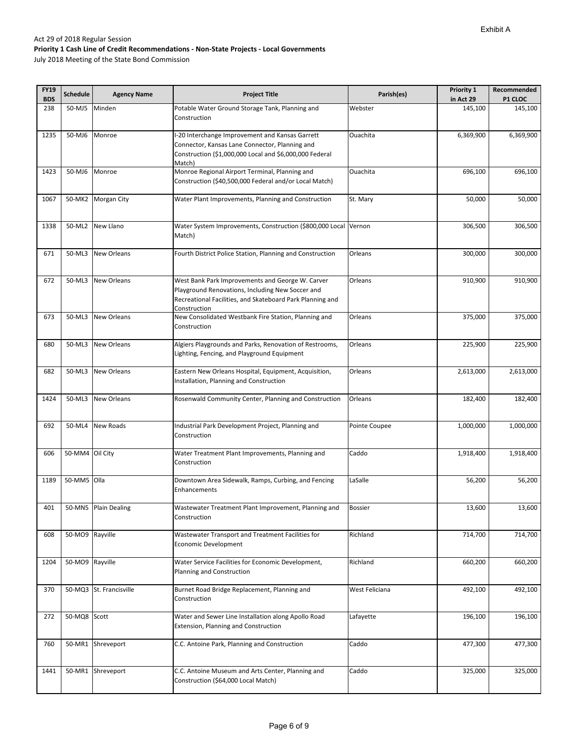Exhibit A

Act 29 of 2018 Regular Session

**Priority 1 Cash Line of Credit Recommendations - Non-State Projects - Local Governments**

July 2018 Meeting of the State Bond Commission

| FY19 BDS | Schedule | Agency Name | Project Title | Parish(es) | Priority 1 in Act 29 | Recommended P1 CLOC |
|---|---|---|---|---|---|---|
| 238 | 50-MJ5 | Minden | Potable Water Ground Storage Tank, Planning and Construction | Webster | 145,100 | 145,100 |
| 1235 | 50-MJ6 | Monroe | I-20 Interchange Improvement and Kansas Garrett Connector, Kansas Lane Connector, Planning and Construction ($1,000,000 Local and $6,000,000 Federal Match) | Ouachita | 6,369,900 | 6,369,900 |
| 1423 | 50-MJ6 | Monroe | Monroe Regional Airport Terminal, Planning and Construction ($40,500,000 Federal and/or Local Match) | Ouachita | 696,100 | 696,100 |
| 1067 | 50-MK2 | Morgan City | Water Plant Improvements, Planning and Construction | St. Mary | 50,000 | 50,000 |
| 1338 | 50-ML2 | New Llano | Water System Improvements, Construction ($800,000 Local Match) | Vernon | 306,500 | 306,500 |
| 671 | 50-ML3 | New Orleans | Fourth District Police Station, Planning and Construction | Orleans | 300,000 | 300,000 |
| 672 | 50-ML3 | New Orleans | West Bank Park Improvements and George W. Carver Playground Renovations, Including New Soccer and Recreational Facilities, and Skateboard Park Planning and Construction | Orleans | 910,900 | 910,900 |
| 673 | 50-ML3 | New Orleans | New Consolidated Westbank Fire Station, Planning and Construction | Orleans | 375,000 | 375,000 |
| 680 | 50-ML3 | New Orleans | Algiers Playgrounds and Parks, Renovation of Restrooms, Lighting, Fencing, and Playground Equipment | Orleans | 225,900 | 225,900 |
| 682 | 50-ML3 | New Orleans | Eastern New Orleans Hospital, Equipment, Acquisition, Installation, Planning and Construction | Orleans | 2,613,000 | 2,613,000 |
| 1424 | 50-ML3 | New Orleans | Rosenwald Community Center, Planning and Construction | Orleans | 182,400 | 182,400 |
| 692 | 50-ML4 | New Roads | Industrial Park Development Project, Planning and Construction | Pointe Coupee | 1,000,000 | 1,000,000 |
| 606 | 50-MM4 | Oil City | Water Treatment Plant Improvements, Planning and Construction | Caddo | 1,918,400 | 1,918,400 |
| 1189 | 50-MM5 | Olla | Downtown Area Sidewalk, Ramps, Curbing, and Fencing Enhancements | LaSalle | 56,200 | 56,200 |
| 401 | 50-MN5 | Plain Dealing | Wastewater Treatment Plant Improvement, Planning and Construction | Bossier | 13,600 | 13,600 |
| 608 | 50-MO9 | Rayville | Wastewater Transport and Treatment Facilities for Economic Development | Richland | 714,700 | 714,700 |
| 1204 | 50-MO9 | Rayville | Water Service Facilities for Economic Development, Planning and Construction | Richland | 660,200 | 660,200 |
| 370 | 50-MQ3 | St. Francisville | Burnet Road Bridge Replacement, Planning and Construction | West Feliciana | 492,100 | 492,100 |
| 272 | 50-MQ8 | Scott | Water and Sewer Line Installation along Apollo Road Extension, Planning and Construction | Lafayette | 196,100 | 196,100 |
| 760 | 50-MR1 | Shreveport | C.C. Antoine Park, Planning and Construction | Caddo | 477,300 | 477,300 |
| 1441 | 50-MR1 | Shreveport | C.C. Antoine Museum and Arts Center, Planning and Construction ($64,000 Local Match) | Caddo | 325,000 | 325,000 |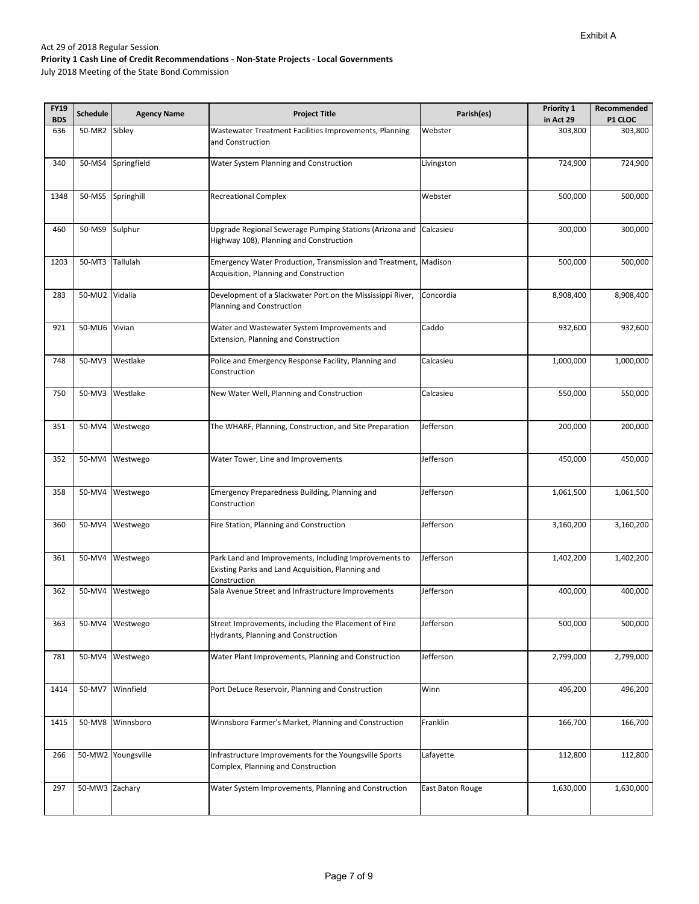Exhibit A

Act 29 of 2018 Regular Session

**Priority 1 Cash Line of Credit Recommendations - Non-State Projects - Local Governments**

July 2018 Meeting of the State Bond Commission

| FY19 BDS | Schedule | Agency Name | Project Title | Parish(es) | Priority 1 in Act 29 | Recommended P1 CLOC |
|---|---|---|---|---|---|---|
| 636 | 50-MR2 | Sibley | Wastewater Treatment Facilities Improvements, Planning and Construction | Webster | 303,800 | 303,800 |
| 340 | 50-MS4 | Springfield | Water System Planning and Construction | Livingston | 724,900 | 724,900 |
| 1348 | 50-MS5 | Springhill | Recreational Complex | Webster | 500,000 | 500,000 |
| 460 | 50-MS9 | Sulphur | Upgrade Regional Sewerage Pumping Stations (Arizona and Highway 108), Planning and Construction | Calcasieu | 300,000 | 300,000 |
| 1203 | 50-MT3 | Tallulah | Emergency Water Production, Transmission and Treatment, Acquisition, Planning and Construction | Madison | 500,000 | 500,000 |
| 283 | 50-MU2 | Vidalia | Development of a Slackwater Port on the Mississippi River, Planning and Construction | Concordia | 8,908,400 | 8,908,400 |
| 921 | 50-MU6 | Vivian | Water and Wastewater System Improvements and Extension, Planning and Construction | Caddo | 932,600 | 932,600 |
| 748 | 50-MV3 | Westlake | Police and Emergency Response Facility, Planning and Construction | Calcasieu | 1,000,000 | 1,000,000 |
| 750 | 50-MV3 | Westlake | New Water Well, Planning and Construction | Calcasieu | 550,000 | 550,000 |
| 351 | 50-MV4 | Westwego | The WHARF, Planning, Construction, and Site Preparation | Jefferson | 200,000 | 200,000 |
| 352 | 50-MV4 | Westwego | Water Tower, Line and Improvements | Jefferson | 450,000 | 450,000 |
| 358 | 50-MV4 | Westwego | Emergency Preparedness Building, Planning and Construction | Jefferson | 1,061,500 | 1,061,500 |
| 360 | 50-MV4 | Westwego | Fire Station, Planning and Construction | Jefferson | 3,160,200 | 3,160,200 |
| 361 | 50-MV4 | Westwego | Park Land and Improvements, Including Improvements to Existing Parks and Land Acquisition, Planning and Construction | Jefferson | 1,402,200 | 1,402,200 |
| 362 | 50-MV4 | Westwego | Sala Avenue Street and Infrastructure Improvements | Jefferson | 400,000 | 400,000 |
| 363 | 50-MV4 | Westwego | Street Improvements, including the Placement of Fire Hydrants, Planning and Construction | Jefferson | 500,000 | 500,000 |
| 781 | 50-MV4 | Westwego | Water Plant Improvements, Planning and Construction | Jefferson | 2,799,000 | 2,799,000 |
| 1414 | 50-MV7 | Winnfield | Port DeLuce Reservoir, Planning and Construction | Winn | 496,200 | 496,200 |
| 1415 | 50-MV8 | Winnsboro | Winnsboro Farmer's Market, Planning and Construction | Franklin | 166,700 | 166,700 |
| 266 | 50-MW2 | Youngsville | Infrastructure Improvements for the Youngsville Sports Complex, Planning and Construction | Lafayette | 112,800 | 112,800 |
| 297 | 50-MW3 | Zachary | Water System Improvements, Planning and Construction | East Baton Rouge | 1,630,000 | 1,630,000 |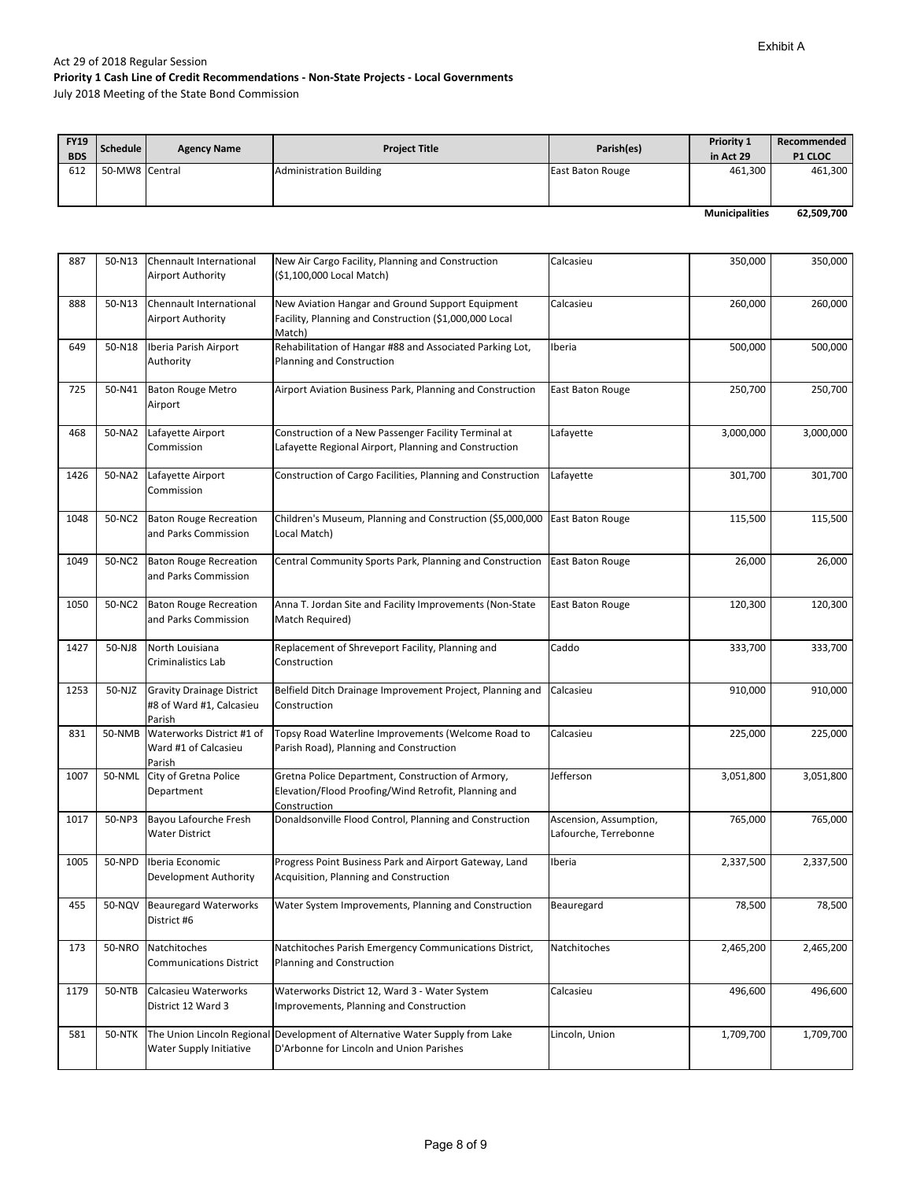Exhibit A

Act 29 of 2018 Regular Session
**Priority 1 Cash Line of Credit Recommendations - Non-State Projects - Local Governments**
July 2018 Meeting of the State Bond Commission

| FY19 BDS | Schedule | Agency Name | Project Title | Parish(es) | Priority 1 in Act 29 | Recommended P1 CLOC |
|---|---|---|---|---|---|---|
| 612 | 50-MW8 | Central | Administration Building | East Baton Rouge | 461,300 | 461,300 |
| | | | | | **Municipalities** | **62,509,700** |

| | | | | | | |
|---|---|---|---|---|---|---|
| 887 | 50-N13 | Chennault International Airport Authority | New Air Cargo Facility, Planning and Construction ($1,100,000 Local Match) | Calcasieu | 350,000 | 350,000 |
| 888 | 50-N13 | Chennault International Airport Authority | New Aviation Hangar and Ground Support Equipment Facility, Planning and Construction ($1,000,000 Local Match) | Calcasieu | 260,000 | 260,000 |
| 649 | 50-N18 | Iberia Parish Airport Authority | Rehabilitation of Hangar #88 and Associated Parking Lot, Planning and Construction | Iberia | 500,000 | 500,000 |
| 725 | 50-N41 | Baton Rouge Metro Airport | Airport Aviation Business Park, Planning and Construction | East Baton Rouge | 250,700 | 250,700 |
| 468 | 50-NA2 | Lafayette Airport Commission | Construction of a New Passenger Facility Terminal at Lafayette Regional Airport, Planning and Construction | Lafayette | 3,000,000 | 3,000,000 |
| 1426 | 50-NA2 | Lafayette Airport Commission | Construction of Cargo Facilities, Planning and Construction | Lafayette | 301,700 | 301,700 |
| 1048 | 50-NC2 | Baton Rouge Recreation and Parks Commission | Children's Museum, Planning and Construction ($5,000,000 Local Match) | East Baton Rouge | 115,500 | 115,500 |
| 1049 | 50-NC2 | Baton Rouge Recreation and Parks Commission | Central Community Sports Park, Planning and Construction | East Baton Rouge | 26,000 | 26,000 |
| 1050 | 50-NC2 | Baton Rouge Recreation and Parks Commission | Anna T. Jordan Site and Facility Improvements (Non-State Match Required) | East Baton Rouge | 120,300 | 120,300 |
| 1427 | 50-NJ8 | North Louisiana Criminalistics Lab | Replacement of Shreveport Facility, Planning and Construction | Caddo | 333,700 | 333,700 |
| 1253 | 50-NJZ | Gravity Drainage District #8 of Ward #1, Calcasieu Parish | Belfield Ditch Drainage Improvement Project, Planning and Construction | Calcasieu | 910,000 | 910,000 |
| 831 | 50-NMB | Waterworks District #1 of Ward #1 of Calcasieu Parish | Topsy Road Waterline Improvements (Welcome Road to Parish Road), Planning and Construction | Calcasieu | 225,000 | 225,000 |
| 1007 | 50-NML | City of Gretna Police Department | Gretna Police Department, Construction of Armory, Elevation/Flood Proofing/Wind Retrofit, Planning and Construction | Jefferson | 3,051,800 | 3,051,800 |
| 1017 | 50-NP3 | Bayou Lafourche Fresh Water District | Donaldsonville Flood Control, Planning and Construction | Ascension, Assumption, Lafourche, Terrebonne | 765,000 | 765,000 |
| 1005 | 50-NPD | Iberia Economic Development Authority | Progress Point Business Park and Airport Gateway, Land Acquisition, Planning and Construction | Iberia | 2,337,500 | 2,337,500 |
| 455 | 50-NQV | Beauregard Waterworks District #6 | Water System Improvements, Planning and Construction | Beauregard | 78,500 | 78,500 |
| 173 | 50-NRO | Natchitoches Communications District | Natchitoches Parish Emergency Communications District, Planning and Construction | Natchitoches | 2,465,200 | 2,465,200 |
| 1179 | 50-NTB | Calcasieu Waterworks District 12 Ward 3 | Waterworks District 12, Ward 3 - Water System Improvements, Planning and Construction | Calcasieu | 496,600 | 496,600 |
| 581 | 50-NTK | The Union Lincoln Regional Water Supply Initiative | Development of Alternative Water Supply from Lake D'Arbonne for Lincoln and Union Parishes | Lincoln, Union | 1,709,700 | 1,709,700 |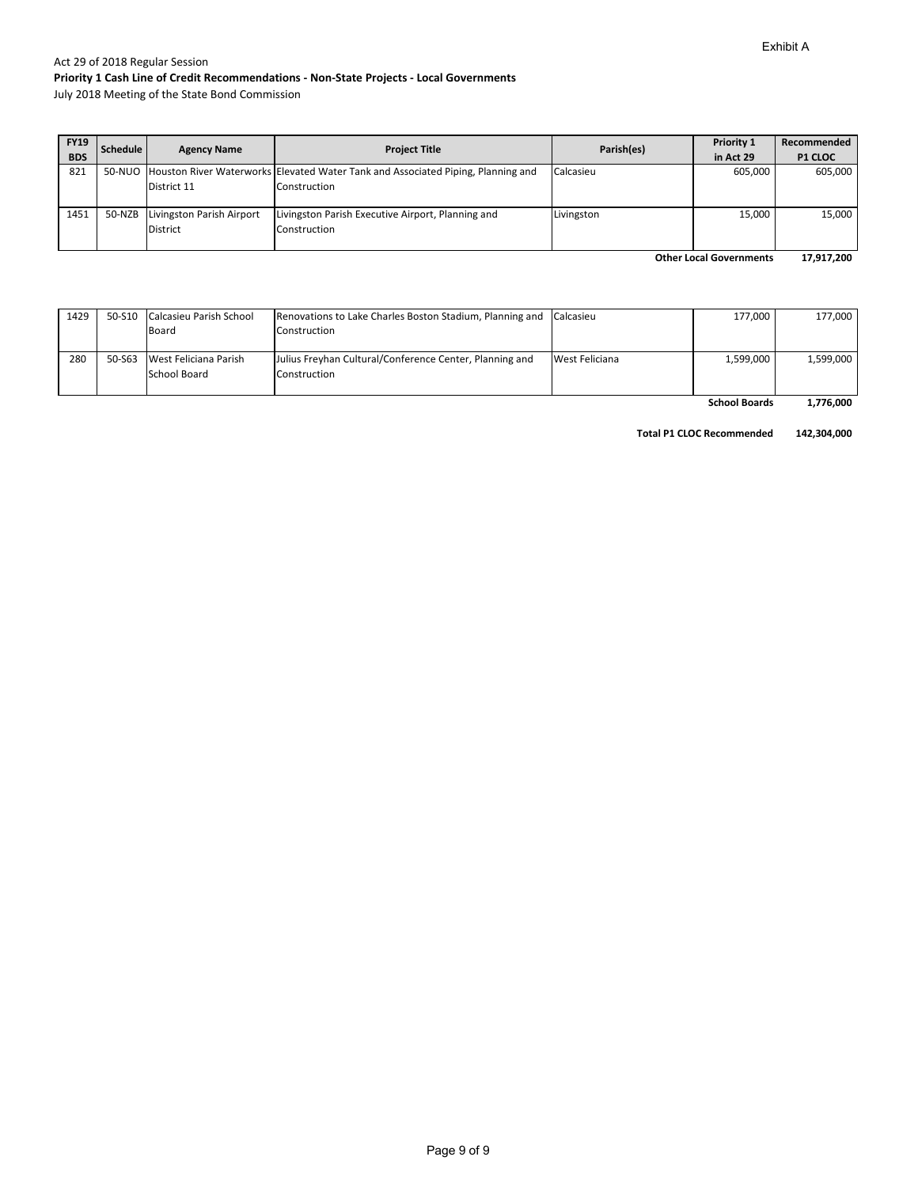Exhibit A

Act 29 of 2018 Regular Session
**Priority 1 Cash Line of Credit Recommendations - Non-State Projects - Local Governments**
July 2018 Meeting of the State Bond Commission

| FY19 BDS | Schedule | Agency Name | Project Title | Parish(es) | Priority 1 in Act 29 | Recommended P1 CLOC |
|---|---|---|---|---|---|---|
| 821 | 50-NUO | Houston River Waterworks District 11 | Elevated Water Tank and Associated Piping, Planning and Construction | Calcasieu | 605,000 | 605,000 |
| 1451 | 50-NZB | Livingston Parish Airport District | Livingston Parish Executive Airport, Planning and Construction | Livingston | 15,000 | 15,000 |
| | | | | | **Other Local Governments** | **17,917,200** |
| 1429 | 50-S10 | Calcasieu Parish School Board | Renovations to Lake Charles Boston Stadium, Planning and Construction | Calcasieu | 177,000 | 177,000 |
| 280 | 50-S63 | West Feliciana Parish School Board | Julius Freyhan Cultural/Conference Center, Planning and Construction | West Feliciana | 1,599,000 | 1,599,000 |
| | | | | | **School Boards** | **1,776,000** |
| | | | | | **Total P1 CLOC Recommended** | **142,304,000** |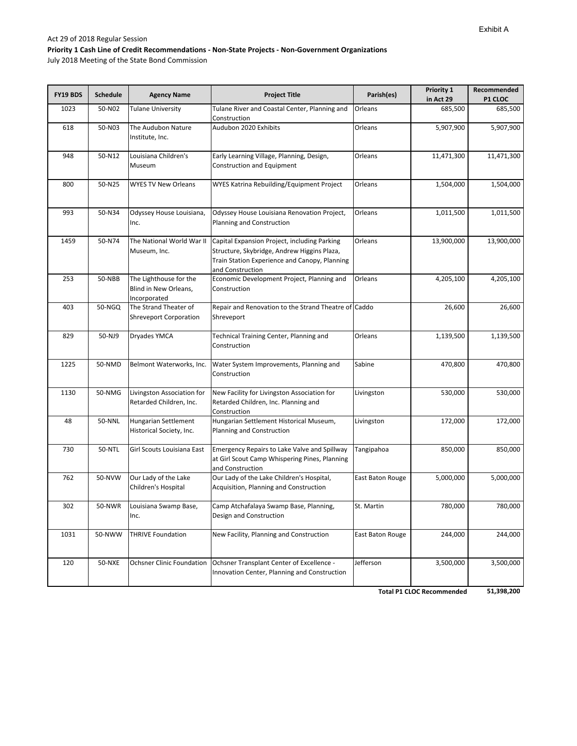Exhibit A

Act 29 of 2018 Regular Session

**Priority 1 Cash Line of Credit Recommendations - Non-State Projects - Non-Government Organizations**

July 2018 Meeting of the State Bond Commission

| FY19 BDS | Schedule | Agency Name | Project Title | Parish(es) | Priority 1 in Act 29 | Recommended P1 CLOC |
|---|---|---|---|---|---|---|
| 1023 | 50-N02 | Tulane University | Tulane River and Coastal Center, Planning and Construction | Orleans | 685,500 | 685,500 |
| 618 | 50-N03 | The Audubon Nature Institute, Inc. | Audubon 2020 Exhibits | Orleans | 5,907,900 | 5,907,900 |
| 948 | 50-N12 | Louisiana Children's Museum | Early Learning Village, Planning, Design, Construction and Equipment | Orleans | 11,471,300 | 11,471,300 |
| 800 | 50-N25 | WYES TV New Orleans | WYES Katrina Rebuilding/Equipment Project | Orleans | 1,504,000 | 1,504,000 |
| 993 | 50-N34 | Odyssey House Louisiana, Inc. | Odyssey House Louisiana Renovation Project, Planning and Construction | Orleans | 1,011,500 | 1,011,500 |
| 1459 | 50-N74 | The National World War II Museum, Inc. | Capital Expansion Project, including Parking Structure, Skybridge, Andrew Higgins Plaza, Train Station Experience and Canopy, Planning and Construction | Orleans | 13,900,000 | 13,900,000 |
| 253 | 50-NBB | The Lighthouse for the Blind in New Orleans, Incorporated | Economic Development Project, Planning and Construction | Orleans | 4,205,100 | 4,205,100 |
| 403 | 50-NGQ | The Strand Theater of Shreveport Corporation | Repair and Renovation to the Strand Theatre of Shreveport | Caddo | 26,600 | 26,600 |
| 829 | 50-NJ9 | Dryades YMCA | Technical Training Center, Planning and Construction | Orleans | 1,139,500 | 1,139,500 |
| 1225 | 50-NMD | Belmont Waterworks, Inc. | Water System Improvements, Planning and Construction | Sabine | 470,800 | 470,800 |
| 1130 | 50-NMG | Livingston Association for Retarded Children, Inc. | New Facility for Livingston Association for Retarded Children, Inc. Planning and Construction | Livingston | 530,000 | 530,000 |
| 48 | 50-NNL | Hungarian Settlement Historical Society, Inc. | Hungarian Settlement Historical Museum, Planning and Construction | Livingston | 172,000 | 172,000 |
| 730 | 50-NTL | Girl Scouts Louisiana East | Emergency Repairs to Lake Valve and Spillway at Girl Scout Camp Whispering Pines, Planning and Construction | Tangipahoa | 850,000 | 850,000 |
| 762 | 50-NVW | Our Lady of the Lake Children's Hospital | Our Lady of the Lake Children's Hospital, Acquisition, Planning and Construction | East Baton Rouge | 5,000,000 | 5,000,000 |
| 302 | 50-NWR | Louisiana Swamp Base, Inc. | Camp Atchafalaya Swamp Base, Planning, Design and Construction | St. Martin | 780,000 | 780,000 |
| 1031 | 50-NWW | THRIVE Foundation | New Facility, Planning and Construction | East Baton Rouge | 244,000 | 244,000 |
| 120 | 50-NXE | Ochsner Clinic Foundation | Ochsner Transplant Center of Excellence - Innovation Center, Planning and Construction | Jefferson | 3,500,000 | 3,500,000 |
| | | | | | **Total P1 CLOC Recommended** | **51,398,200** |